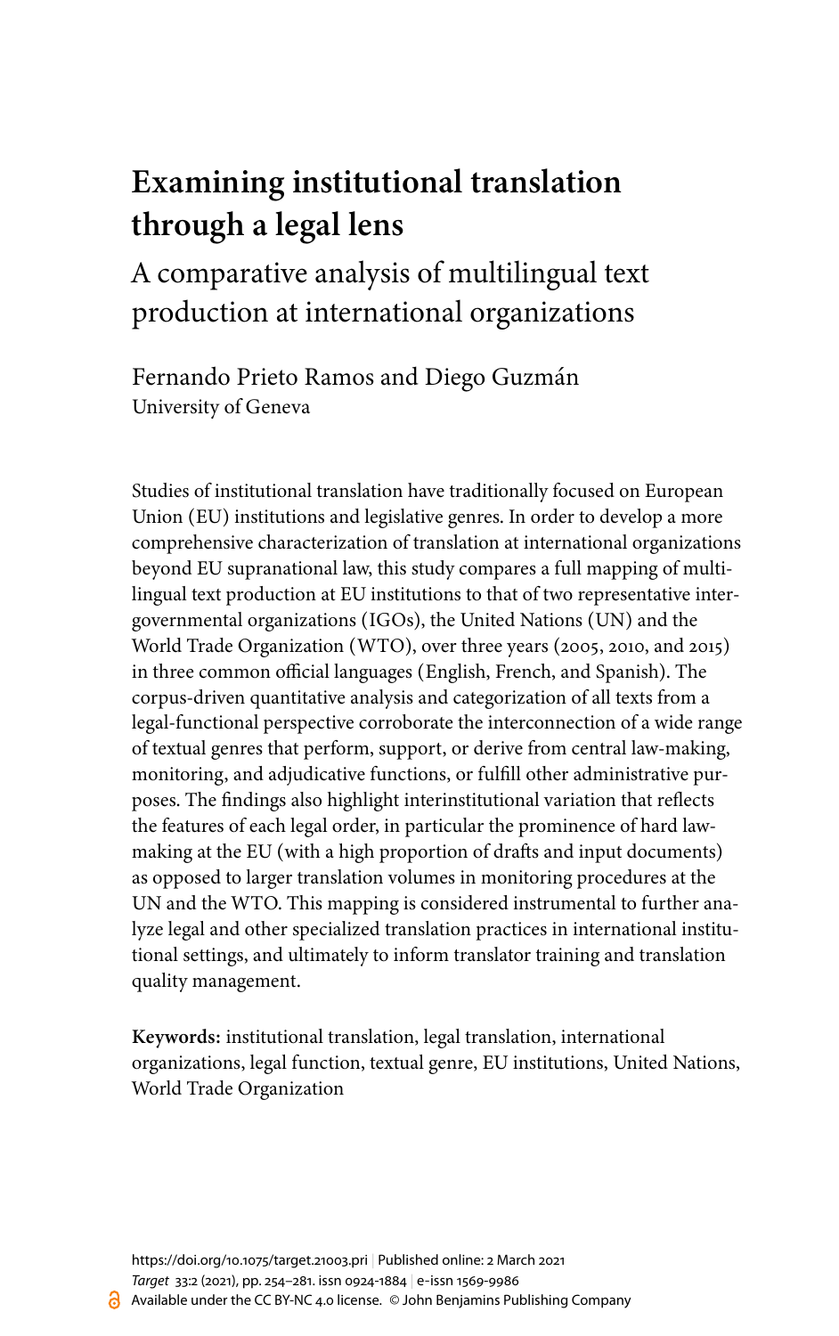# Examining institutional translation through a legal lens

## A comparative analysis of multilingual text production at international organizations

Fernando Prieto Ramos and Diego Guzmán
University of Geneva

Studies of institutional translation have traditionally focused on European Union (EU) institutions and legislative genres. In order to develop a more comprehensive characterization of translation at international organizations beyond EU supranational law, this study compares a full mapping of multilingual text production at EU institutions to that of two representative intergovernmental organizations (IGOs), the United Nations (UN) and the World Trade Organization (WTO), over three years (2005, 2010, and 2015) in three common official languages (English, French, and Spanish). The corpus-driven quantitative analysis and categorization of all texts from a legal-functional perspective corroborate the interconnection of a wide range of textual genres that perform, support, or derive from central law-making, monitoring, and adjudicative functions, or fulfill other administrative purposes. The findings also highlight interinstitutional variation that reflects the features of each legal order, in particular the prominence of hard law-making at the EU (with a high proportion of drafts and input documents) as opposed to larger translation volumes in monitoring procedures at the UN and the WTO. This mapping is considered instrumental to further analyze legal and other specialized translation practices in international institutional settings, and ultimately to inform translator training and translation quality management.

**Keywords:** institutional translation, legal translation, international organizations, legal function, textual genre, EU institutions, United Nations, World Trade Organization

https://doi.org/10.1075/target.21003.pri | Published online: 2 March 2021
*Target* 33:2 (2021), pp. 254–281. issn 0924-1884 | e-issn 1569-9986
Available under the CC BY-NC 4.0 license. © John Benjamins Publishing Company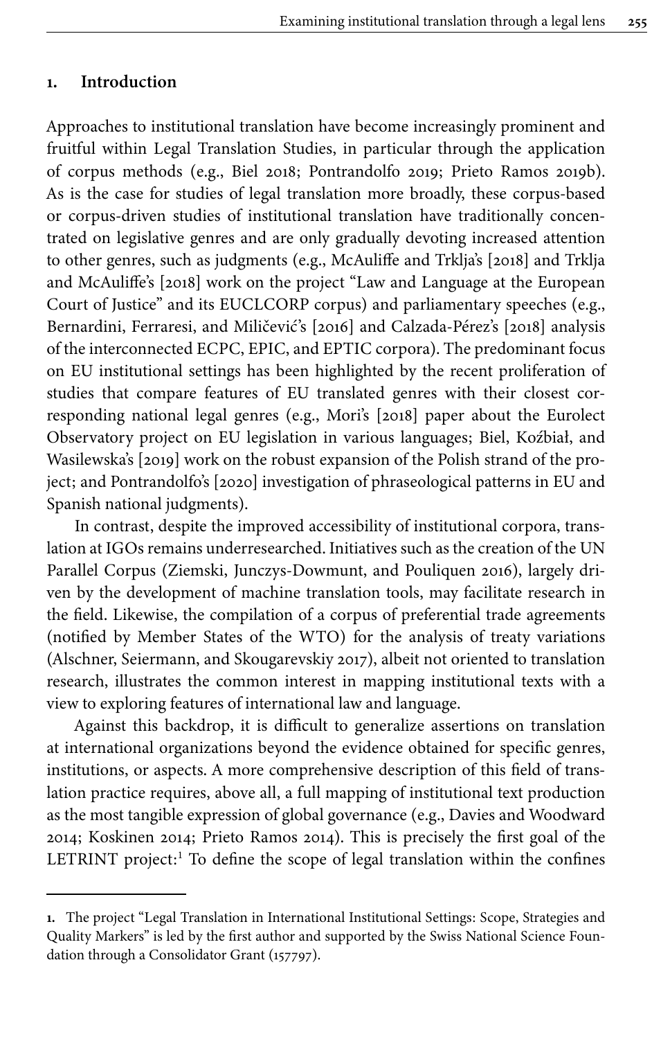## 1. Introduction

Approaches to institutional translation have become increasingly prominent and fruitful within Legal Translation Studies, in particular through the application of corpus methods (e.g., Biel 2018; Pontrandolfo 2019; Prieto Ramos 2019b). As is the case for studies of legal translation more broadly, these corpus-based or corpus-driven studies of institutional translation have traditionally concentrated on legislative genres and are only gradually devoting increased attention to other genres, such as judgments (e.g., McAuliffe and Trklja's [2018] and Trklja and McAuliffe's [2018] work on the project "Law and Language at the European Court of Justice" and its EUCLCORP corpus) and parliamentary speeches (e.g., Bernardini, Ferraresi, and Miličević's [2016] and Calzada-Pérez's [2018] analysis of the interconnected ECPC, EPIC, and EPTIC corpora). The predominant focus on EU institutional settings has been highlighted by the recent proliferation of studies that compare features of EU translated genres with their closest corresponding national legal genres (e.g., Mori's [2018] paper about the Eurolect Observatory project on EU legislation in various languages; Biel, Koźbiał, and Wasilewska's [2019] work on the robust expansion of the Polish strand of the project; and Pontrandolfo's [2020] investigation of phraseological patterns in EU and Spanish national judgments).

In contrast, despite the improved accessibility of institutional corpora, translation at IGOs remains underresearched. Initiatives such as the creation of the UN Parallel Corpus (Ziemski, Junczys-Dowmunt, and Pouliquen 2016), largely driven by the development of machine translation tools, may facilitate research in the field. Likewise, the compilation of a corpus of preferential trade agreements (notified by Member States of the WTO) for the analysis of treaty variations (Alschner, Seiermann, and Skougarevskiy 2017), albeit not oriented to translation research, illustrates the common interest in mapping institutional texts with a view to exploring features of international law and language.

Against this backdrop, it is difficult to generalize assertions on translation at international organizations beyond the evidence obtained for specific genres, institutions, or aspects. A more comprehensive description of this field of translation practice requires, above all, a full mapping of institutional text production as the most tangible expression of global governance (e.g., Davies and Woodward 2014; Koskinen 2014; Prieto Ramos 2014). This is precisely the first goal of the LETRINT project:[1] To define the scope of legal translation within the confines

---

1. The project "Legal Translation in International Institutional Settings: Scope, Strategies and Quality Markers" is led by the first author and supported by the Swiss National Science Foundation through a Consolidator Grant (157797).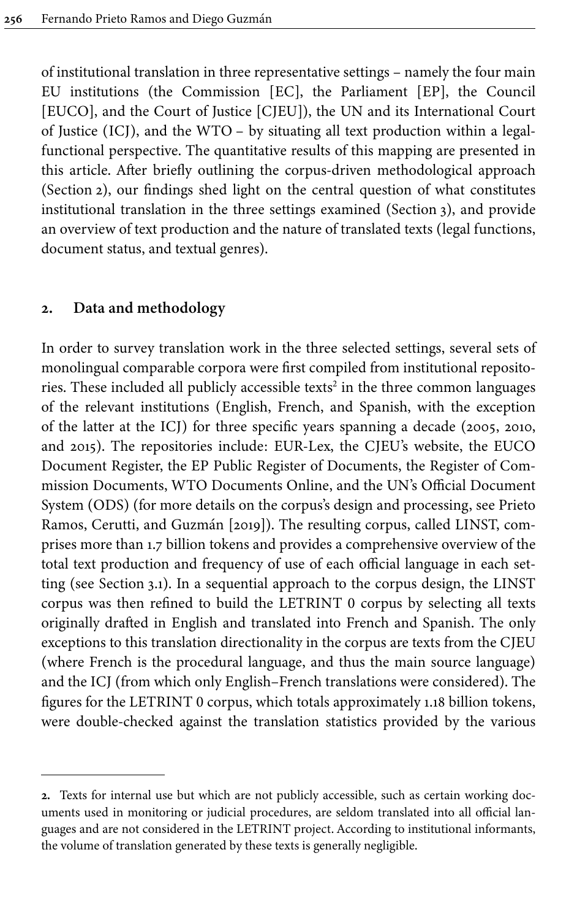of institutional translation in three representative settings – namely the four main EU institutions (the Commission [EC], the Parliament [EP], the Council [EUCO], and the Court of Justice [CJEU]), the UN and its International Court of Justice (ICJ), and the WTO – by situating all text production within a legal-functional perspective. The quantitative results of this mapping are presented in this article. After briefly outlining the corpus-driven methodological approach (Section 2), our findings shed light on the central question of what constitutes institutional translation in the three settings examined (Section 3), and provide an overview of text production and the nature of translated texts (legal functions, document status, and textual genres).

## 2. Data and methodology

In order to survey translation work in the three selected settings, several sets of monolingual comparable corpora were first compiled from institutional repositories. These included all publicly accessible texts[2] in the three common languages of the relevant institutions (English, French, and Spanish, with the exception of the latter at the ICJ) for three specific years spanning a decade (2005, 2010, and 2015). The repositories include: EUR-Lex, the CJEU's website, the EUCO Document Register, the EP Public Register of Documents, the Register of Commission Documents, WTO Documents Online, and the UN's Official Document System (ODS) (for more details on the corpus's design and processing, see Prieto Ramos, Cerutti, and Guzmán [2019]). The resulting corpus, called LINST, comprises more than 1.7 billion tokens and provides a comprehensive overview of the total text production and frequency of use of each official language in each setting (see Section 3.1). In a sequential approach to the corpus design, the LINST corpus was then refined to build the LETRINT 0 corpus by selecting all texts originally drafted in English and translated into French and Spanish. The only exceptions to this translation directionality in the corpus are texts from the CJEU (where French is the procedural language, and thus the main source language) and the ICJ (from which only English–French translations were considered). The figures for the LETRINT 0 corpus, which totals approximately 1.18 billion tokens, were double-checked against the translation statistics provided by the various

---

2. Texts for internal use but which are not publicly accessible, such as certain working documents used in monitoring or judicial procedures, are seldom translated into all official languages and are not considered in the LETRINT project. According to institutional informants, the volume of translation generated by these texts is generally negligible.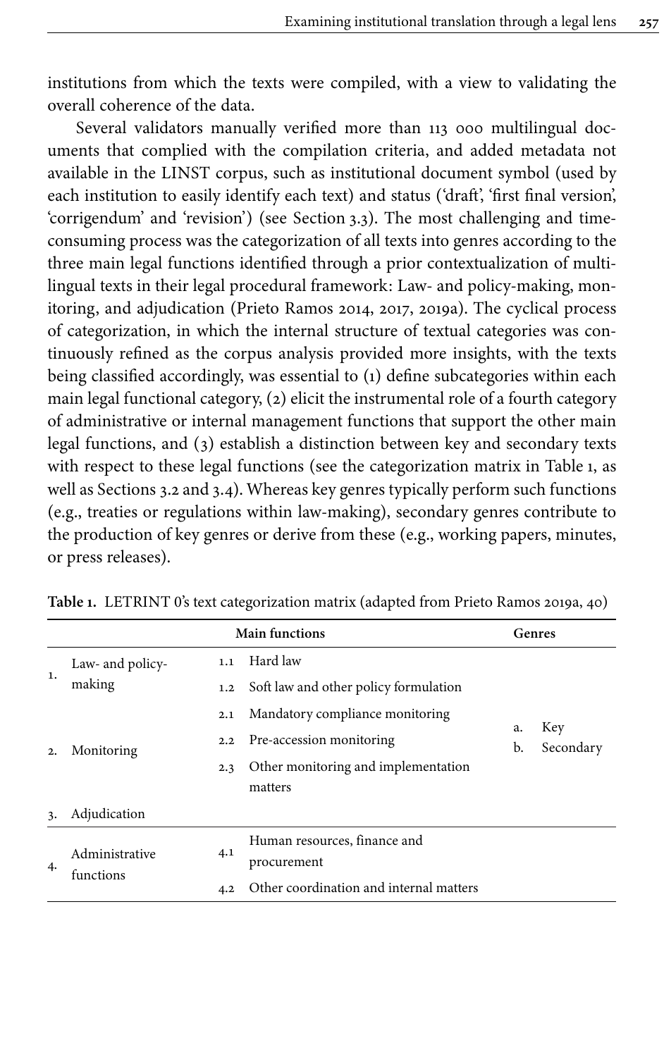institutions from which the texts were compiled, with a view to validating the overall coherence of the data.

Several validators manually verified more than 113 000 multilingual documents that complied with the compilation criteria, and added metadata not available in the LINST corpus, such as institutional document symbol (used by each institution to easily identify each text) and status ('draft', 'first final version', 'corrigendum' and 'revision') (see Section 3.3). The most challenging and time-consuming process was the categorization of all texts into genres according to the three main legal functions identified through a prior contextualization of multilingual texts in their legal procedural framework: Law- and policy-making, monitoring, and adjudication (Prieto Ramos 2014, 2017, 2019a). The cyclical process of categorization, in which the internal structure of textual categories was continuously refined as the corpus analysis provided more insights, with the texts being classified accordingly, was essential to (1) define subcategories within each main legal functional category, (2) elicit the instrumental role of a fourth category of administrative or internal management functions that support the other main legal functions, and (3) establish a distinction between key and secondary texts with respect to these legal functions (see the categorization matrix in Table 1, as well as Sections 3.2 and 3.4). Whereas key genres typically perform such functions (e.g., treaties or regulations within law-making), secondary genres contribute to the production of key genres or derive from these (e.g., working papers, minutes, or press releases).

**Table 1.** LETRINT 0's text categorization matrix (adapted from Prieto Ramos 2019a, 40)

| | Main functions | | | Genres |
|---|---|---|---|---|
| 1. | Law- and policy-making | 1.1 | Hard law | a. Key<br>b. Secondary |
| | | 1.2 | Soft law and other policy formulation | |
| 2. | Monitoring | 2.1 | Mandatory compliance monitoring | |
| | | 2.2 | Pre-accession monitoring | |
| | | 2.3 | Other monitoring and implementation matters | |
| 3. | Adjudication | | | |
| 4. | Administrative functions | 4.1 | Human resources, finance and procurement | |
| | | 4.2 | Other coordination and internal matters | |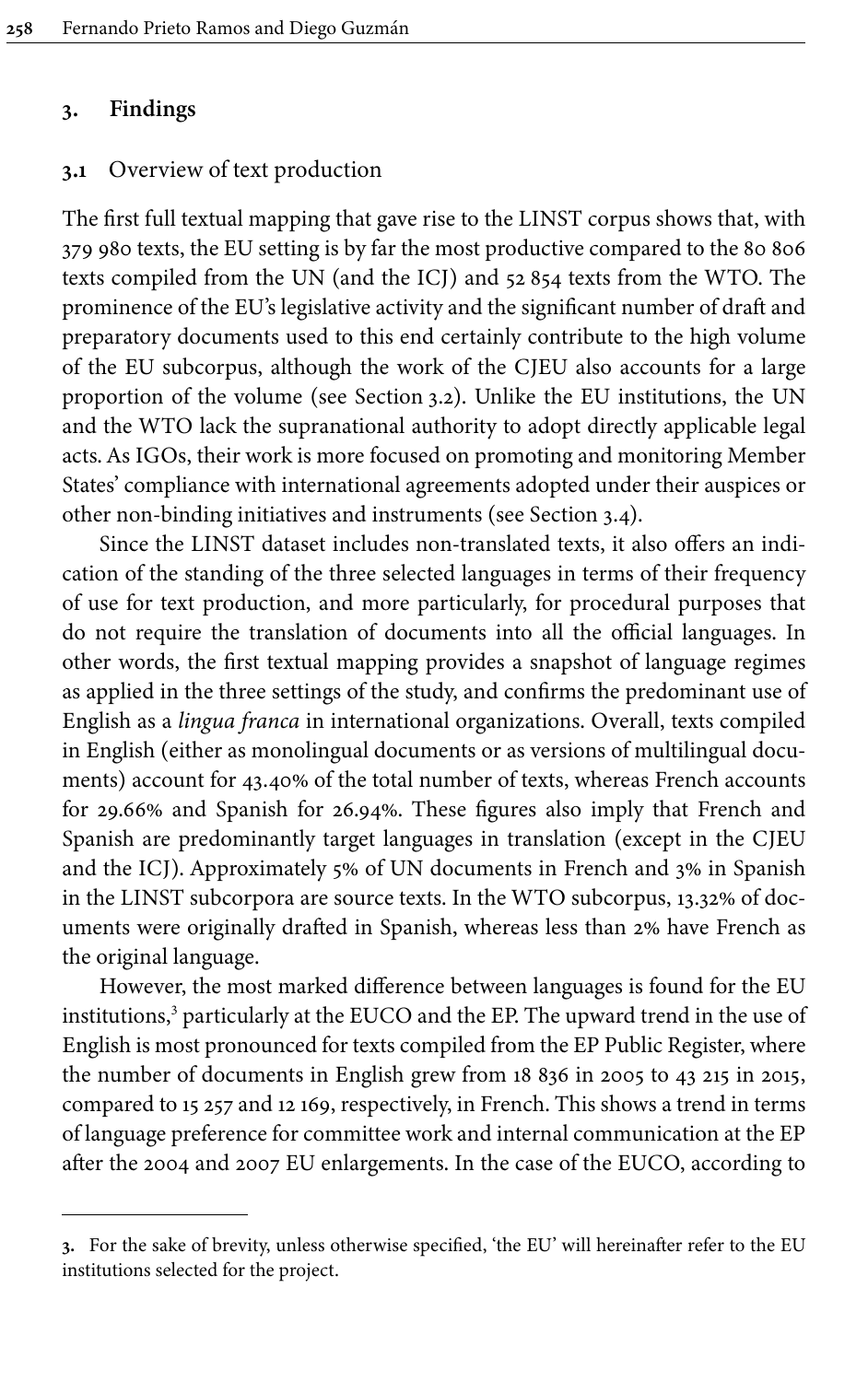## 3. Findings

### 3.1 Overview of text production

The first full textual mapping that gave rise to the LINST corpus shows that, with 379 980 texts, the EU setting is by far the most productive compared to the 80 806 texts compiled from the UN (and the ICJ) and 52 854 texts from the WTO. The prominence of the EU's legislative activity and the significant number of draft and preparatory documents used to this end certainly contribute to the high volume of the EU subcorpus, although the work of the CJEU also accounts for a large proportion of the volume (see Section 3.2). Unlike the EU institutions, the UN and the WTO lack the supranational authority to adopt directly applicable legal acts. As IGOs, their work is more focused on promoting and monitoring Member States' compliance with international agreements adopted under their auspices or other non-binding initiatives and instruments (see Section 3.4).

Since the LINST dataset includes non-translated texts, it also offers an indication of the standing of the three selected languages in terms of their frequency of use for text production, and more particularly, for procedural purposes that do not require the translation of documents into all the official languages. In other words, the first textual mapping provides a snapshot of language regimes as applied in the three settings of the study, and confirms the predominant use of English as a *lingua franca* in international organizations. Overall, texts compiled in English (either as monolingual documents or as versions of multilingual documents) account for 43.40% of the total number of texts, whereas French accounts for 29.66% and Spanish for 26.94%. These figures also imply that French and Spanish are predominantly target languages in translation (except in the CJEU and the ICJ). Approximately 5% of UN documents in French and 3% in Spanish in the LINST subcorpora are source texts. In the WTO subcorpus, 13.32% of documents were originally drafted in Spanish, whereas less than 2% have French as the original language.

However, the most marked difference between languages is found for the EU institutions,[3] particularly at the EUCO and the EP. The upward trend in the use of English is most pronounced for texts compiled from the EP Public Register, where the number of documents in English grew from 18 836 in 2005 to 43 215 in 2015, compared to 15 257 and 12 169, respectively, in French. This shows a trend in terms of language preference for committee work and internal communication at the EP after the 2004 and 2007 EU enlargements. In the case of the EUCO, according to

---

3. For the sake of brevity, unless otherwise specified, 'the EU' will hereinafter refer to the EU institutions selected for the project.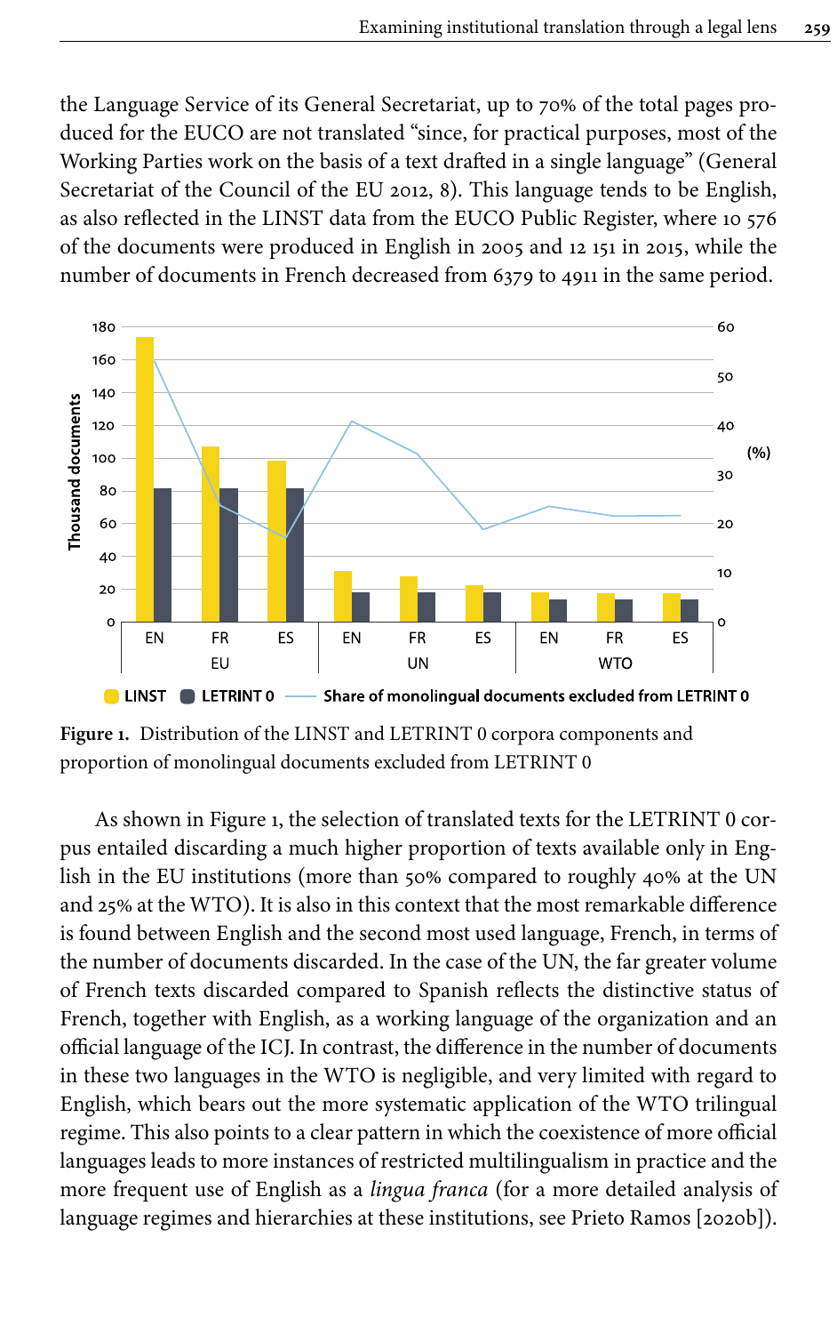the Language Service of its General Secretariat, up to 70% of the total pages produced for the EUCO are not translated "since, for practical purposes, most of the Working Parties work on the basis of a text drafted in a single language" (General Secretariat of the Council of the EU 2012, 8). This language tends to be English, as also reflected in the LINST data from the EUCO Public Register, where 10 576 of the documents were produced in English in 2005 and 12 151 in 2015, while the number of documents in French decreased from 6379 to 4911 in the same period.

**Figure 1.** Distribution of the LINST and LETRINT 0 corpora components and proportion of monolingual documents excluded from LETRINT 0

As shown in Figure 1, the selection of translated texts for the LETRINT 0 corpus entailed discarding a much higher proportion of texts available only in English in the EU institutions (more than 50% compared to roughly 40% at the UN and 25% at the WTO). It is also in this context that the most remarkable difference is found between English and the second most used language, French, in terms of the number of documents discarded. In the case of the UN, the far greater volume of French texts discarded compared to Spanish reflects the distinctive status of French, together with English, as a working language of the organization and an official language of the ICJ. In contrast, the difference in the number of documents in these two languages in the WTO is negligible, and very limited with regard to English, which bears out the more systematic application of the WTO trilingual regime. This also points to a clear pattern in which the coexistence of more official languages leads to more instances of restricted multilingualism in practice and the more frequent use of English as a *lingua franca* (for a more detailed analysis of language regimes and hierarchies at these institutions, see Prieto Ramos [2020b]).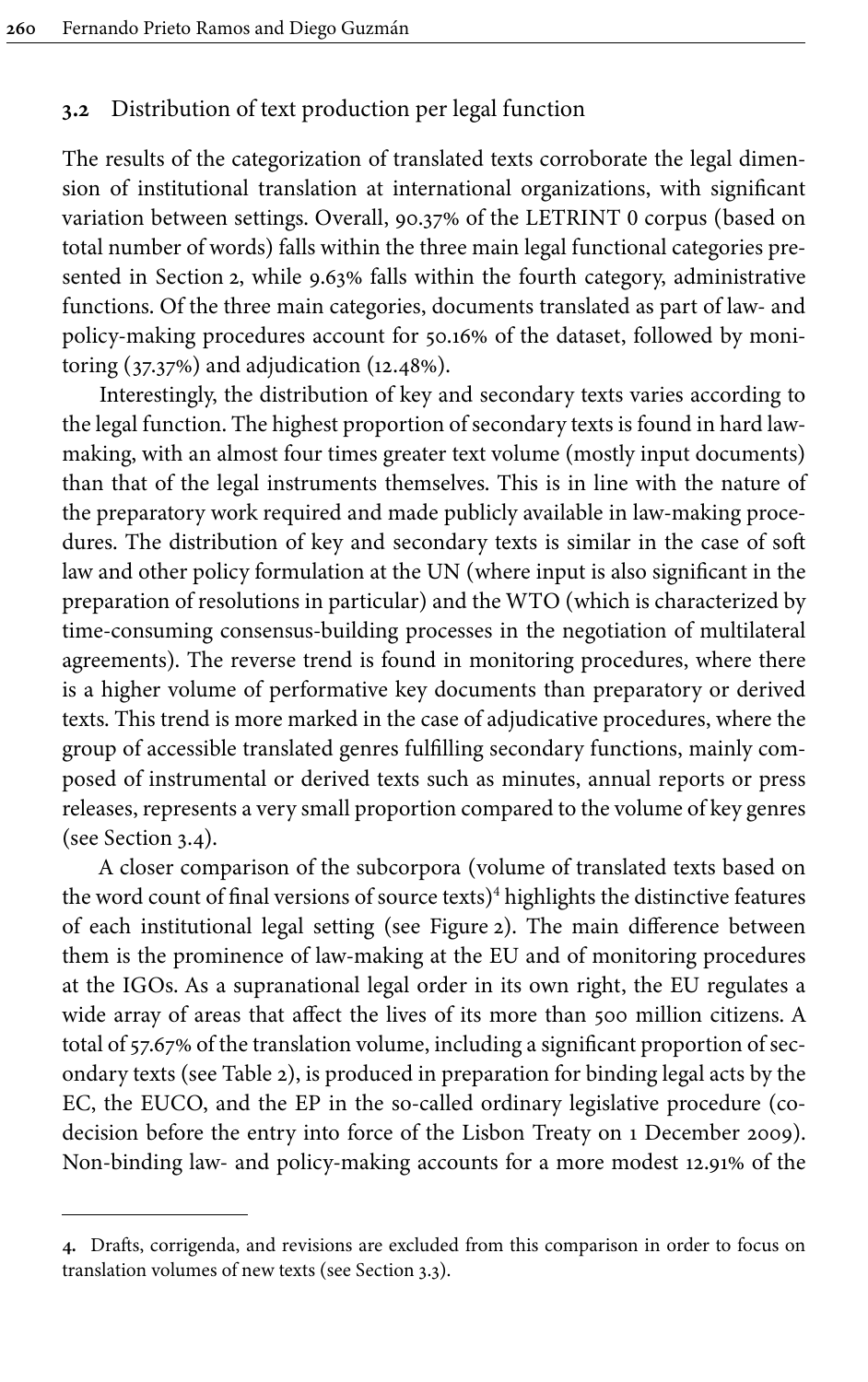### 3.2 Distribution of text production per legal function

The results of the categorization of translated texts corroborate the legal dimension of institutional translation at international organizations, with significant variation between settings. Overall, 90.37% of the LETRINT 0 corpus (based on total number of words) falls within the three main legal functional categories presented in Section 2, while 9.63% falls within the fourth category, administrative functions. Of the three main categories, documents translated as part of law- and policy-making procedures account for 50.16% of the dataset, followed by monitoring (37.37%) and adjudication (12.48%).

Interestingly, the distribution of key and secondary texts varies according to the legal function. The highest proportion of secondary texts is found in hard law-making, with an almost four times greater text volume (mostly input documents) than that of the legal instruments themselves. This is in line with the nature of the preparatory work required and made publicly available in law-making procedures. The distribution of key and secondary texts is similar in the case of soft law and other policy formulation at the UN (where input is also significant in the preparation of resolutions in particular) and the WTO (which is characterized by time-consuming consensus-building processes in the negotiation of multilateral agreements). The reverse trend is found in monitoring procedures, where there is a higher volume of performative key documents than preparatory or derived texts. This trend is more marked in the case of adjudicative procedures, where the group of accessible translated genres fulfilling secondary functions, mainly composed of instrumental or derived texts such as minutes, annual reports or press releases, represents a very small proportion compared to the volume of key genres (see Section 3.4).

A closer comparison of the subcorpora (volume of translated texts based on the word count of final versions of source texts)[4] highlights the distinctive features of each institutional legal setting (see Figure 2). The main difference between them is the prominence of law-making at the EU and of monitoring procedures at the IGOs. As a supranational legal order in its own right, the EU regulates a wide array of areas that affect the lives of its more than 500 million citizens. A total of 57.67% of the translation volume, including a significant proportion of secondary texts (see Table 2), is produced in preparation for binding legal acts by the EC, the EUCO, and the EP in the so-called ordinary legislative procedure (co-decision before the entry into force of the Lisbon Treaty on 1 December 2009). Non-binding law- and policy-making accounts for a more modest 12.91% of the

4. Drafts, corrigenda, and revisions are excluded from this comparison in order to focus on translation volumes of new texts (see Section 3.3).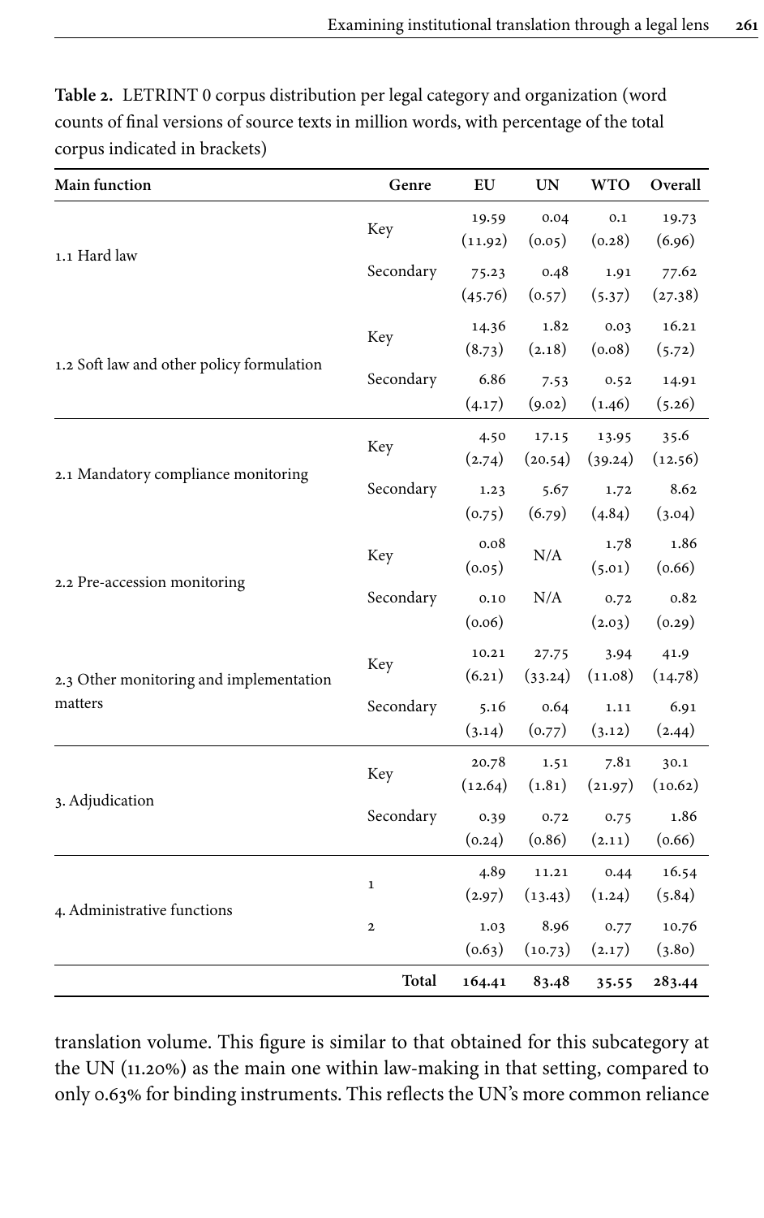**Table 2.** LETRINT 0 corpus distribution per legal category and organization (word counts of final versions of source texts in million words, with percentage of the total corpus indicated in brackets)

| Main function | Genre | EU | UN | WTO | Overall |
|---|---|---|---|---|---|
| 1.1 Hard law | Key | 19.59 (11.92) | 0.04 (0.05) | 0.1 (0.28) | 19.73 (6.96) |
| | Secondary | 75.23 (45.76) | 0.48 (0.57) | 1.91 (5.37) | 77.62 (27.38) |
| 1.2 Soft law and other policy formulation | Key | 14.36 (8.73) | 1.82 (2.18) | 0.03 (0.08) | 16.21 (5.72) |
| | Secondary | 6.86 (4.17) | 7.53 (9.02) | 0.52 (1.46) | 14.91 (5.26) |
| 2.1 Mandatory compliance monitoring | Key | 4.50 (2.74) | 17.15 (20.54) | 13.95 (39.24) | 35.6 (12.56) |
| | Secondary | 1.23 (0.75) | 5.67 (6.79) | 1.72 (4.84) | 8.62 (3.04) |
| 2.2 Pre-accession monitoring | Key | 0.08 (0.05) | N/A | 1.78 (5.01) | 1.86 (0.66) |
| | Secondary | 0.10 (0.06) | N/A | 0.72 (2.03) | 0.82 (0.29) |
| 2.3 Other monitoring and implementation matters | Key | 10.21 (6.21) | 27.75 (33.24) | 3.94 (11.08) | 41.9 (14.78) |
| | Secondary | 5.16 (3.14) | 0.64 (0.77) | 1.11 (3.12) | 6.91 (2.44) |
| 3. Adjudication | Key | 20.78 (12.64) | 1.51 (1.81) | 7.81 (21.97) | 30.1 (10.62) |
| | Secondary | 0.39 (0.24) | 0.72 (0.86) | 0.75 (2.11) | 1.86 (0.66) |
| 4. Administrative functions | 1 | 4.89 (2.97) | 11.21 (13.43) | 0.44 (1.24) | 16.54 (5.84) |
| | 2 | 1.03 (0.63) | 8.96 (10.73) | 0.77 (2.17) | 10.76 (3.80) |
| | **Total** | **164.41** | **83.48** | **35.55** | **283.44** |

translation volume. This figure is similar to that obtained for this subcategory at the UN (11.20%) as the main one within law-making in that setting, compared to only 0.63% for binding instruments. This reflects the UN's more common reliance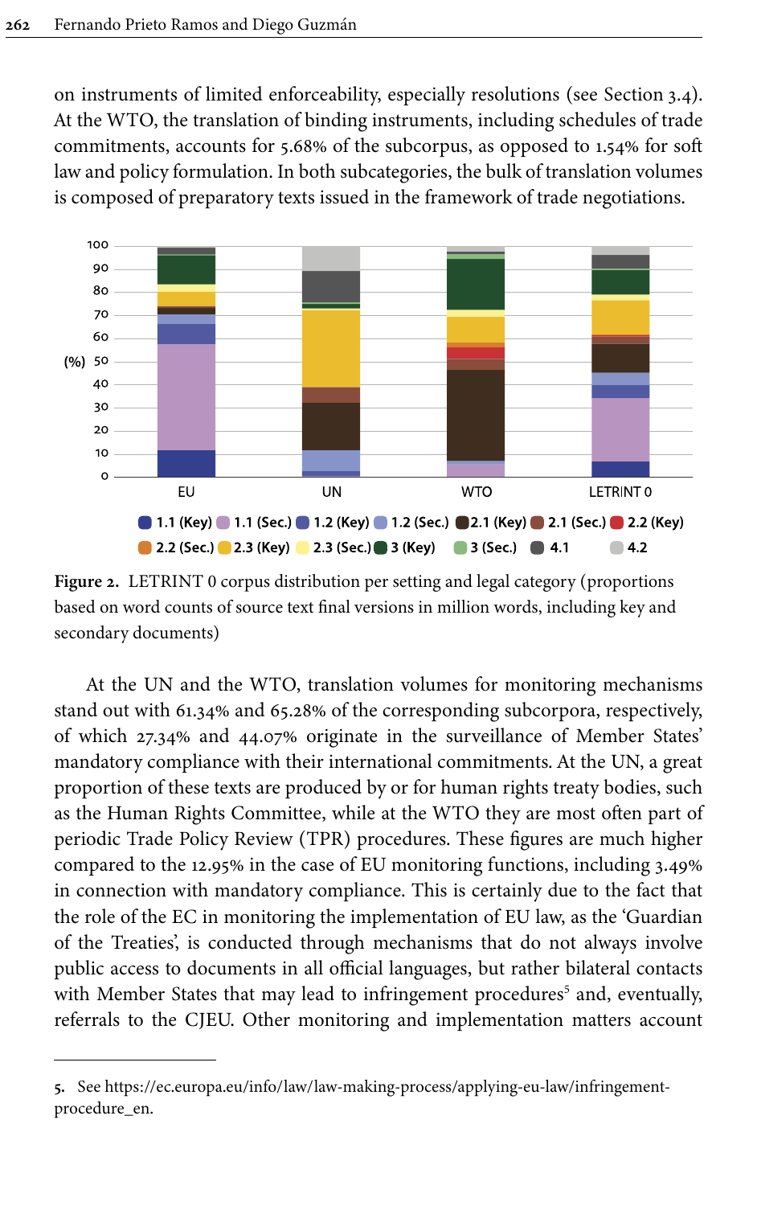on instruments of limited enforceability, especially resolutions (see Section 3.4). At the WTO, the translation of binding instruments, including schedules of trade commitments, accounts for 5.68% of the subcorpus, as opposed to 1.54% for soft law and policy formulation. In both subcategories, the bulk of translation volumes is composed of preparatory texts issued in the framework of trade negotiations.

**Figure 2.** LETRINT 0 corpus distribution per setting and legal category (proportions based on word counts of source text final versions in million words, including key and secondary documents)

At the UN and the WTO, translation volumes for monitoring mechanisms stand out with 61.34% and 65.28% of the corresponding subcorpora, respectively, of which 27.34% and 44.07% originate in the surveillance of Member States' mandatory compliance with their international commitments. At the UN, a great proportion of these texts are produced by or for human rights treaty bodies, such as the Human Rights Committee, while at the WTO they are most often part of periodic Trade Policy Review (TPR) procedures. These figures are much higher compared to the 12.95% in the case of EU monitoring functions, including 3.49% in connection with mandatory compliance. This is certainly due to the fact that the role of the EC in monitoring the implementation of EU law, as the 'Guardian of the Treaties', is conducted through mechanisms that do not always involve public access to documents in all official languages, but rather bilateral contacts with Member States that may lead to infringement procedures[5] and, eventually, referrals to the CJEU. Other monitoring and implementation matters account

5. See https://ec.europa.eu/info/law/law-making-process/applying-eu-law/infringement-procedure_en.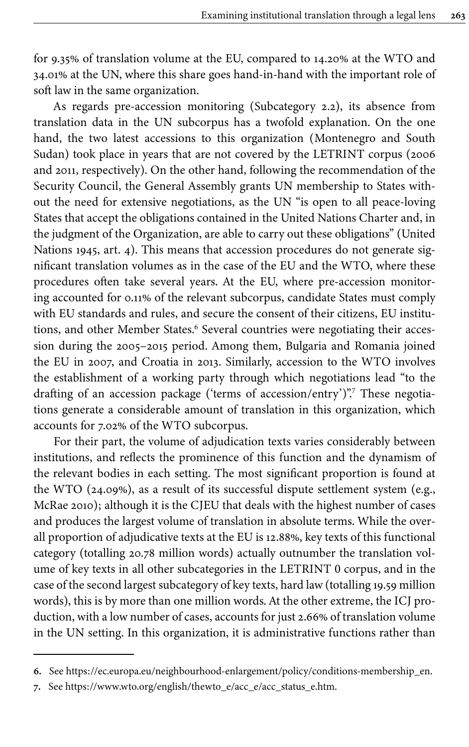for 9.35% of translation volume at the EU, compared to 14.20% at the WTO and 34.01% at the UN, where this share goes hand-in-hand with the important role of soft law in the same organization.

As regards pre-accession monitoring (Subcategory 2.2), its absence from translation data in the UN subcorpus has a twofold explanation. On the one hand, the two latest accessions to this organization (Montenegro and South Sudan) took place in years that are not covered by the LETRINT corpus (2006 and 2011, respectively). On the other hand, following the recommendation of the Security Council, the General Assembly grants UN membership to States without the need for extensive negotiations, as the UN "is open to all peace-loving States that accept the obligations contained in the United Nations Charter and, in the judgment of the Organization, are able to carry out these obligations" (United Nations 1945, art. 4). This means that accession procedures do not generate significant translation volumes as in the case of the EU and the WTO, where these procedures often take several years. At the EU, where pre-accession monitoring accounted for 0.11% of the relevant subcorpus, candidate States must comply with EU standards and rules, and secure the consent of their citizens, EU institutions, and other Member States.[6] Several countries were negotiating their accession during the 2005–2015 period. Among them, Bulgaria and Romania joined the EU in 2007, and Croatia in 2013. Similarly, accession to the WTO involves the establishment of a working party through which negotiations lead "to the drafting of an accession package ('terms of accession/entry')".[7] These negotiations generate a considerable amount of translation in this organization, which accounts for 7.02% of the WTO subcorpus.

For their part, the volume of adjudication texts varies considerably between institutions, and reflects the prominence of this function and the dynamism of the relevant bodies in each setting. The most significant proportion is found at the WTO (24.09%), as a result of its successful dispute settlement system (e.g., McRae 2010); although it is the CJEU that deals with the highest number of cases and produces the largest volume of translation in absolute terms. While the overall proportion of adjudicative texts at the EU is 12.88%, key texts of this functional category (totalling 20.78 million words) actually outnumber the translation volume of key texts in all other subcategories in the LETRINT 0 corpus, and in the case of the second largest subcategory of key texts, hard law (totalling 19.59 million words), this is by more than one million words. At the other extreme, the ICJ production, with a low number of cases, accounts for just 2.66% of translation volume in the UN setting. In this organization, it is administrative functions rather than

6. See https://ec.europa.eu/neighbourhood-enlargement/policy/conditions-membership_en.

7. See https://www.wto.org/english/thewto_e/acc_e/acc_status_e.htm.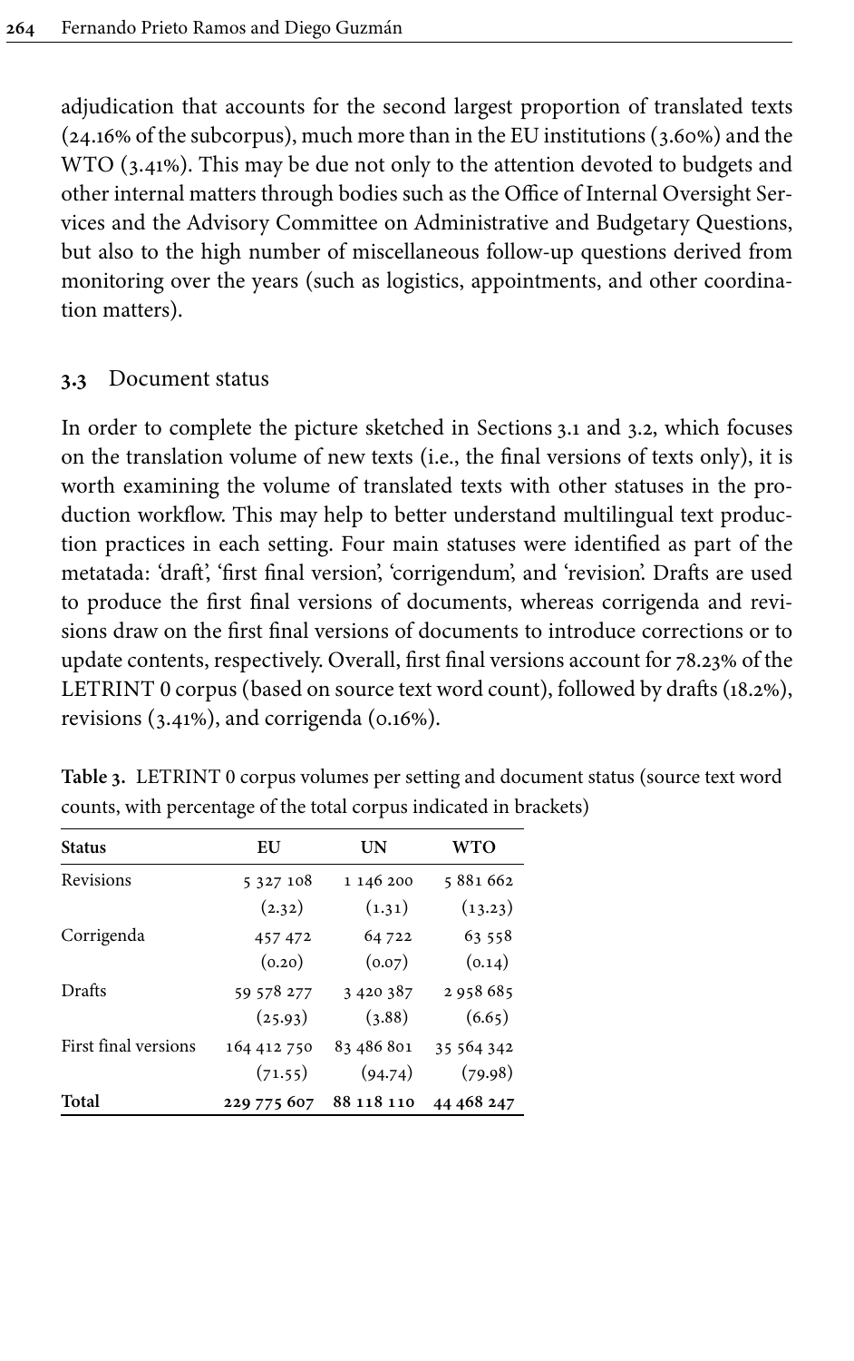adjudication that accounts for the second largest proportion of translated texts (24.16% of the subcorpus), much more than in the EU institutions (3.60%) and the WTO (3.41%). This may be due not only to the attention devoted to budgets and other internal matters through bodies such as the Office of Internal Oversight Services and the Advisory Committee on Administrative and Budgetary Questions, but also to the high number of miscellaneous follow-up questions derived from monitoring over the years (such as logistics, appointments, and other coordination matters).

### 3.3 Document status

In order to complete the picture sketched in Sections 3.1 and 3.2, which focuses on the translation volume of new texts (i.e., the final versions of texts only), it is worth examining the volume of translated texts with other statuses in the production workflow. This may help to better understand multilingual text production practices in each setting. Four main statuses were identified as part of the metatada: 'draft', 'first final version', 'corrigendum', and 'revision'. Drafts are used to produce the first final versions of documents, whereas corrigenda and revisions draw on the first final versions of documents to introduce corrections or to update contents, respectively. Overall, first final versions account for 78.23% of the LETRINT 0 corpus (based on source text word count), followed by drafts (18.2%), revisions (3.41%), and corrigenda (0.16%).

**Table 3.** LETRINT 0 corpus volumes per setting and document status (source text word counts, with percentage of the total corpus indicated in brackets)

| Status | EU | UN | WTO |
|---|---|---|---|
| Revisions | 5 327 108 (2.32) | 1 146 200 (1.31) | 5 881 662 (13.23) |
| Corrigenda | 457 472 (0.20) | 64 722 (0.07) | 63 558 (0.14) |
| Drafts | 59 578 277 (25.93) | 3 420 387 (3.88) | 2 958 685 (6.65) |
| First final versions | 164 412 750 (71.55) | 83 486 801 (94.74) | 35 564 342 (79.98) |
| **Total** | **229 775 607** | **88 118 110** | **44 468 247** |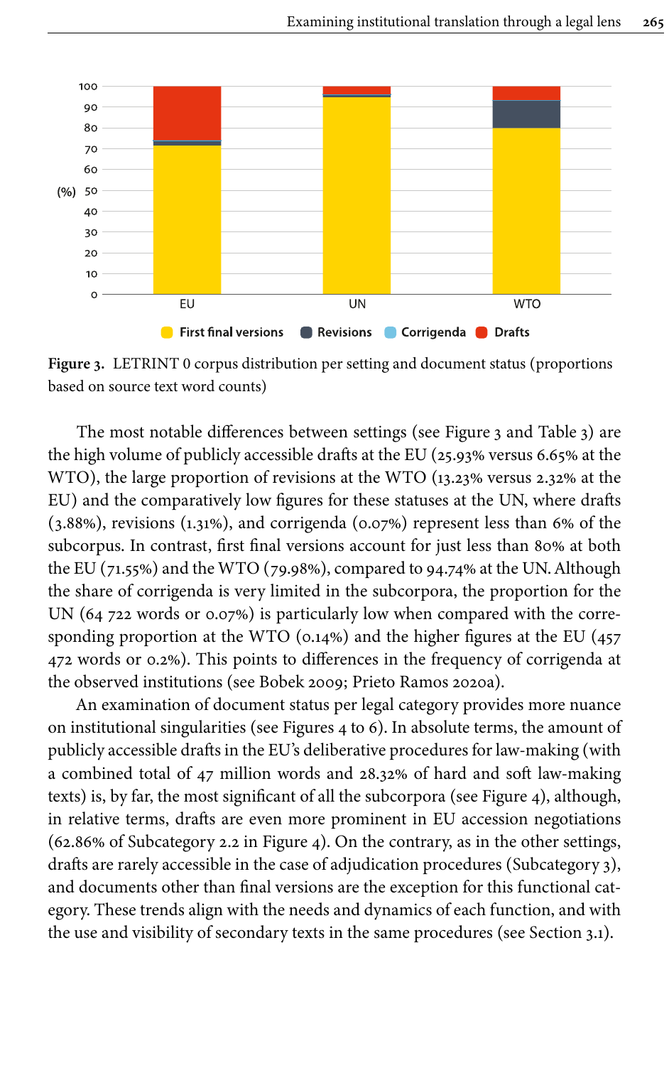Figure 3. LETRINT 0 corpus distribution per setting and document status (proportions based on source text word counts)

The most notable differences between settings (see Figure 3 and Table 3) are the high volume of publicly accessible drafts at the EU (25.93% versus 6.65% at the WTO), the large proportion of revisions at the WTO (13.23% versus 2.32% at the EU) and the comparatively low figures for these statuses at the UN, where drafts (3.88%), revisions (1.31%), and corrigenda (0.07%) represent less than 6% of the subcorpus. In contrast, first final versions account for just less than 80% at both the EU (71.55%) and the WTO (79.98%), compared to 94.74% at the UN. Although the share of corrigenda is very limited in the subcorpora, the proportion for the UN (64 722 words or 0.07%) is particularly low when compared with the corresponding proportion at the WTO (0.14%) and the higher figures at the EU (457 472 words or 0.2%). This points to differences in the frequency of corrigenda at the observed institutions (see Bobek 2009; Prieto Ramos 2020a).

An examination of document status per legal category provides more nuance on institutional singularities (see Figures 4 to 6). In absolute terms, the amount of publicly accessible drafts in the EU's deliberative procedures for law-making (with a combined total of 47 million words and 28.32% of hard and soft law-making texts) is, by far, the most significant of all the subcorpora (see Figure 4), although, in relative terms, drafts are even more prominent in EU accession negotiations (62.86% of Subcategory 2.2 in Figure 4). On the contrary, as in the other settings, drafts are rarely accessible in the case of adjudication procedures (Subcategory 3), and documents other than final versions are the exception for this functional category. These trends align with the needs and dynamics of each function, and with the use and visibility of secondary texts in the same procedures (see Section 3.1).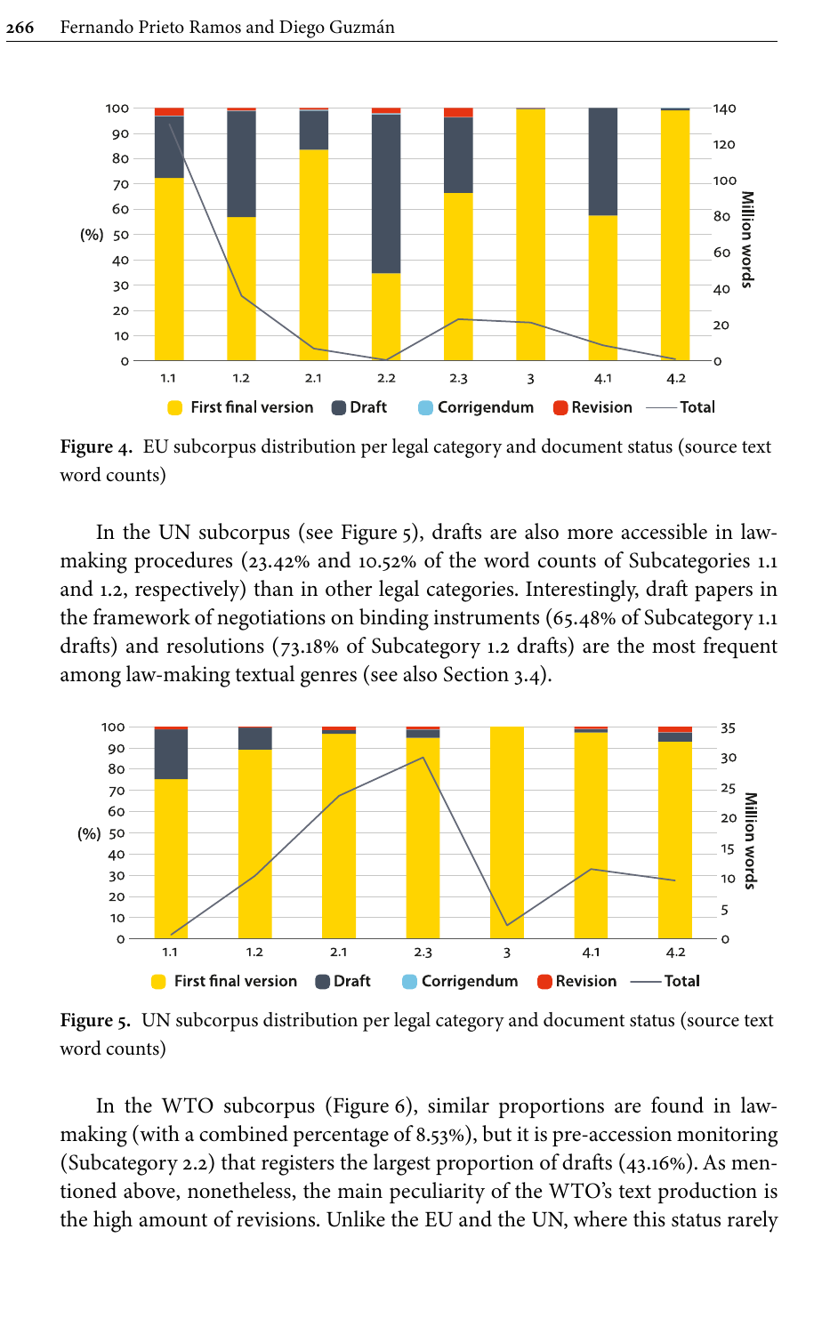Figure 4. EU subcorpus distribution per legal category and document status (source text word counts)

In the UN subcorpus (see Figure 5), drafts are also more accessible in law-making procedures (23.42% and 10.52% of the word counts of Subcategories 1.1 and 1.2, respectively) than in other legal categories. Interestingly, draft papers in the framework of negotiations on binding instruments (65.48% of Subcategory 1.1 drafts) and resolutions (73.18% of Subcategory 1.2 drafts) are the most frequent among law-making textual genres (see also Section 3.4).

Figure 5. UN subcorpus distribution per legal category and document status (source text word counts)

In the WTO subcorpus (Figure 6), similar proportions are found in law-making (with a combined percentage of 8.53%), but it is pre-accession monitoring (Subcategory 2.2) that registers the largest proportion of drafts (43.16%). As mentioned above, nonetheless, the main peculiarity of the WTO's text production is the high amount of revisions. Unlike the EU and the UN, where this status rarely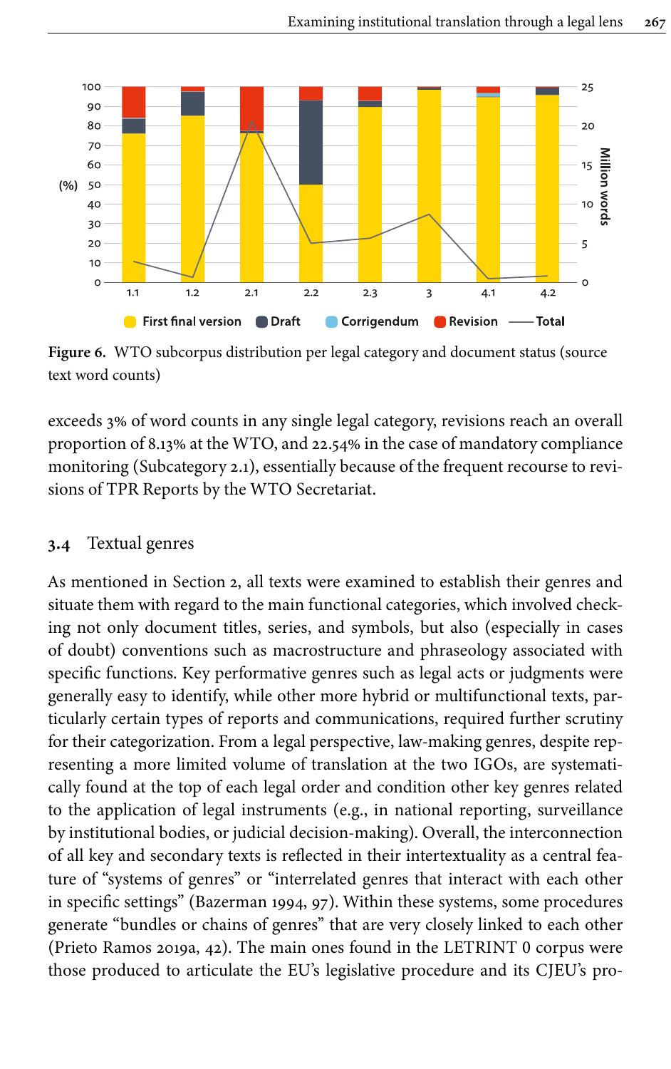**Figure 6.** WTO subcorpus distribution per legal category and document status (source text word counts)

exceeds 3% of word counts in any single legal category, revisions reach an overall proportion of 8.13% at the WTO, and 22.54% in the case of mandatory compliance monitoring (Subcategory 2.1), essentially because of the frequent recourse to revisions of TPR Reports by the WTO Secretariat.

## 3.4 Textual genres

As mentioned in Section 2, all texts were examined to establish their genres and situate them with regard to the main functional categories, which involved checking not only document titles, series, and symbols, but also (especially in cases of doubt) conventions such as macrostructure and phraseology associated with specific functions. Key performative genres such as legal acts or judgments were generally easy to identify, while other more hybrid or multifunctional texts, particularly certain types of reports and communications, required further scrutiny for their categorization. From a legal perspective, law-making genres, despite representing a more limited volume of translation at the two IGOs, are systematically found at the top of each legal order and condition other key genres related to the application of legal instruments (e.g., in national reporting, surveillance by institutional bodies, or judicial decision-making). Overall, the interconnection of all key and secondary texts is reflected in their intertextuality as a central feature of "systems of genres" or "interrelated genres that interact with each other in specific settings" (Bazerman 1994, 97). Within these systems, some procedures generate "bundles or chains of genres" that are very closely linked to each other (Prieto Ramos 2019a, 42). The main ones found in the LETRINT 0 corpus were those produced to articulate the EU's legislative procedure and its CJEU's pro-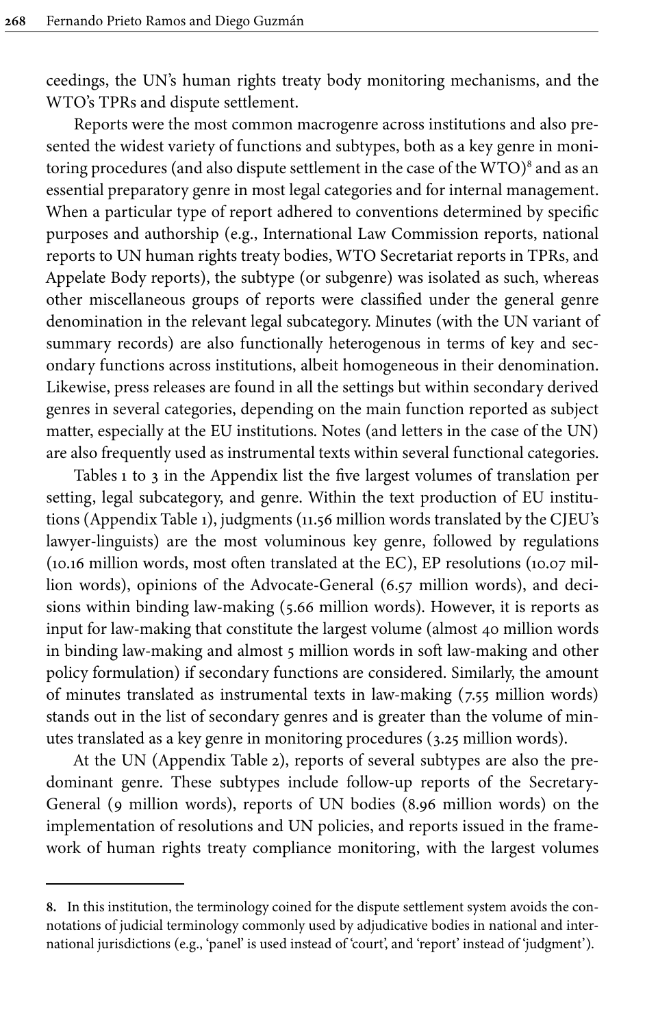ceedings, the UN's human rights treaty body monitoring mechanisms, and the WTO's TPRs and dispute settlement.

Reports were the most common macrogenre across institutions and also presented the widest variety of functions and subtypes, both as a key genre in monitoring procedures (and also dispute settlement in the case of the WTO)[8] and as an essential preparatory genre in most legal categories and for internal management. When a particular type of report adhered to conventions determined by specific purposes and authorship (e.g., International Law Commission reports, national reports to UN human rights treaty bodies, WTO Secretariat reports in TPRs, and Appelate Body reports), the subtype (or subgenre) was isolated as such, whereas other miscellaneous groups of reports were classified under the general genre denomination in the relevant legal subcategory. Minutes (with the UN variant of summary records) are also functionally heterogenous in terms of key and secondary functions across institutions, albeit homogeneous in their denomination. Likewise, press releases are found in all the settings but within secondary derived genres in several categories, depending on the main function reported as subject matter, especially at the EU institutions. Notes (and letters in the case of the UN) are also frequently used as instrumental texts within several functional categories.

Tables 1 to 3 in the Appendix list the five largest volumes of translation per setting, legal subcategory, and genre. Within the text production of EU institutions (Appendix Table 1), judgments (11.56 million words translated by the CJEU's lawyer-linguists) are the most voluminous key genre, followed by regulations (10.16 million words, most often translated at the EC), EP resolutions (10.07 million words), opinions of the Advocate-General (6.57 million words), and decisions within binding law-making (5.66 million words). However, it is reports as input for law-making that constitute the largest volume (almost 40 million words in binding law-making and almost 5 million words in soft law-making and other policy formulation) if secondary functions are considered. Similarly, the amount of minutes translated as instrumental texts in law-making (7.55 million words) stands out in the list of secondary genres and is greater than the volume of minutes translated as a key genre in monitoring procedures (3.25 million words).

At the UN (Appendix Table 2), reports of several subtypes are also the predominant genre. These subtypes include follow-up reports of the Secretary-General (9 million words), reports of UN bodies (8.96 million words) on the implementation of resolutions and UN policies, and reports issued in the framework of human rights treaty compliance monitoring, with the largest volumes

8. In this institution, the terminology coined for the dispute settlement system avoids the connotations of judicial terminology commonly used by adjudicative bodies in national and international jurisdictions (e.g., 'panel' is used instead of 'court', and 'report' instead of 'judgment').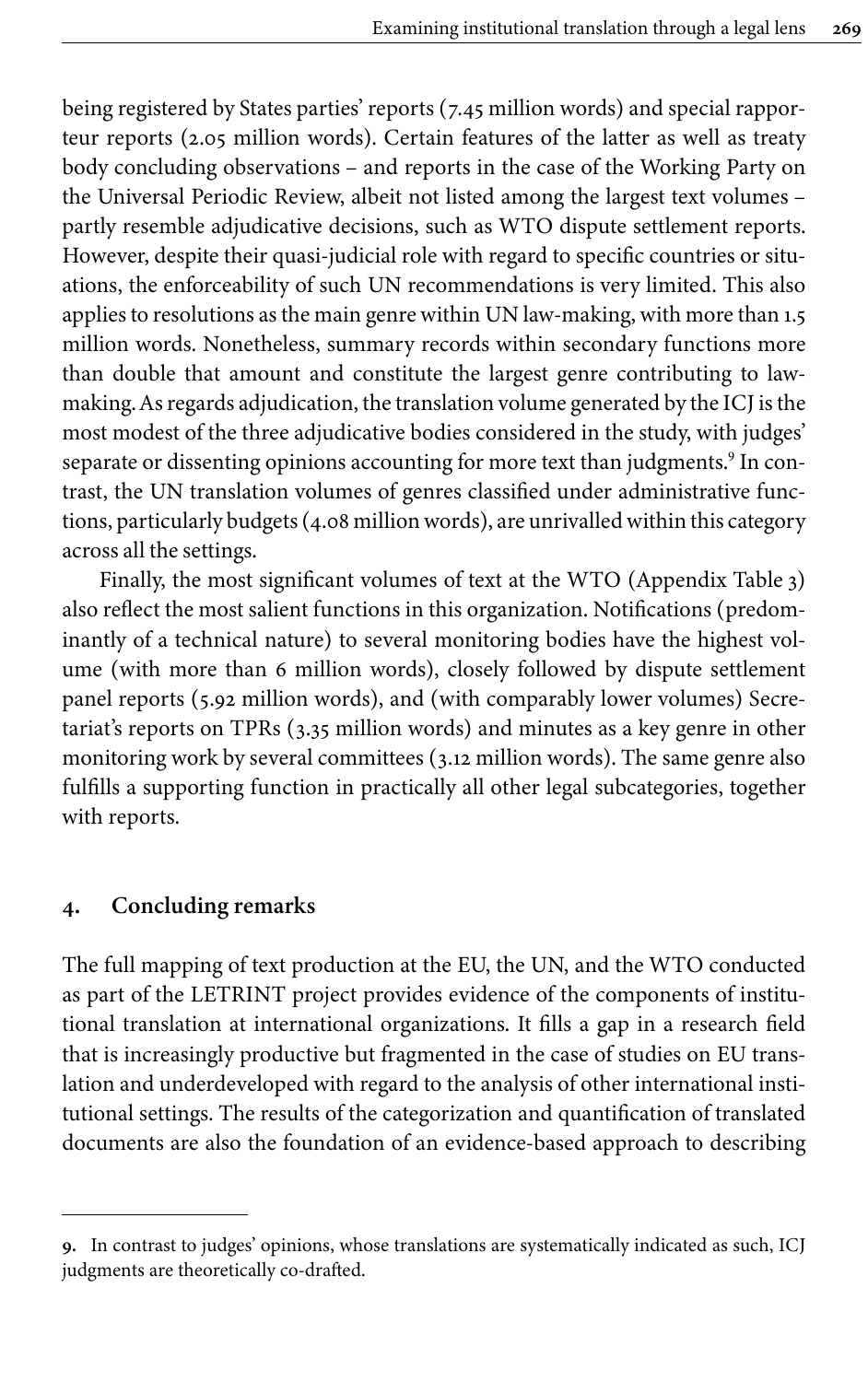being registered by States parties' reports (7.45 million words) and special rapporteur reports (2.05 million words). Certain features of the latter as well as treaty body concluding observations – and reports in the case of the Working Party on the Universal Periodic Review, albeit not listed among the largest text volumes – partly resemble adjudicative decisions, such as WTO dispute settlement reports. However, despite their quasi-judicial role with regard to specific countries or situations, the enforceability of such UN recommendations is very limited. This also applies to resolutions as the main genre within UN law-making, with more than 1.5 million words. Nonetheless, summary records within secondary functions more than double that amount and constitute the largest genre contributing to law-making. As regards adjudication, the translation volume generated by the ICJ is the most modest of the three adjudicative bodies considered in the study, with judges' separate or dissenting opinions accounting for more text than judgments.[9] In contrast, the UN translation volumes of genres classified under administrative functions, particularly budgets (4.08 million words), are unrivalled within this category across all the settings.

Finally, the most significant volumes of text at the WTO (Appendix Table 3) also reflect the most salient functions in this organization. Notifications (predominantly of a technical nature) to several monitoring bodies have the highest volume (with more than 6 million words), closely followed by dispute settlement panel reports (5.92 million words), and (with comparably lower volumes) Secretariat's reports on TPRs (3.35 million words) and minutes as a key genre in other monitoring work by several committees (3.12 million words). The same genre also fulfills a supporting function in practically all other legal subcategories, together with reports.

## 4. Concluding remarks

The full mapping of text production at the EU, the UN, and the WTO conducted as part of the LETRINT project provides evidence of the components of institutional translation at international organizations. It fills a gap in a research field that is increasingly productive but fragmented in the case of studies on EU translation and underdeveloped with regard to the analysis of other international institutional settings. The results of the categorization and quantification of translated documents are also the foundation of an evidence-based approach to describing

---

**9.** In contrast to judges' opinions, whose translations are systematically indicated as such, ICJ judgments are theoretically co-drafted.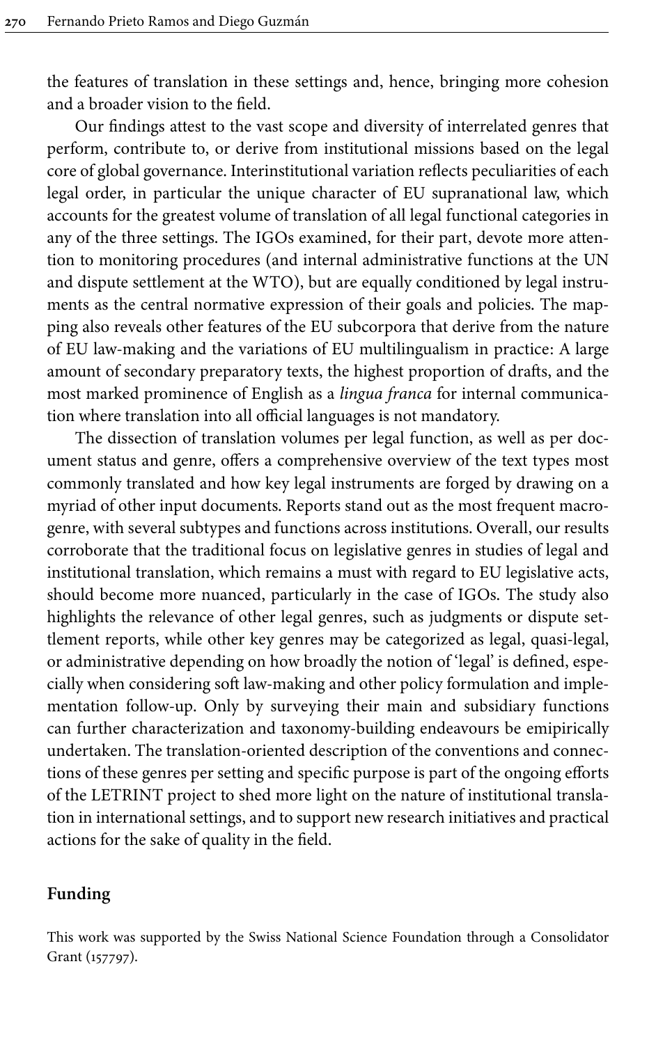the features of translation in these settings and, hence, bringing more cohesion and a broader vision to the field.

Our findings attest to the vast scope and diversity of interrelated genres that perform, contribute to, or derive from institutional missions based on the legal core of global governance. Interinstitutional variation reflects peculiarities of each legal order, in particular the unique character of EU supranational law, which accounts for the greatest volume of translation of all legal functional categories in any of the three settings. The IGOs examined, for their part, devote more attention to monitoring procedures (and internal administrative functions at the UN and dispute settlement at the WTO), but are equally conditioned by legal instruments as the central normative expression of their goals and policies. The mapping also reveals other features of the EU subcorpora that derive from the nature of EU law-making and the variations of EU multilingualism in practice: A large amount of secondary preparatory texts, the highest proportion of drafts, and the most marked prominence of English as a *lingua franca* for internal communication where translation into all official languages is not mandatory.

The dissection of translation volumes per legal function, as well as per document status and genre, offers a comprehensive overview of the text types most commonly translated and how key legal instruments are forged by drawing on a myriad of other input documents. Reports stand out as the most frequent macrogenre, with several subtypes and functions across institutions. Overall, our results corroborate that the traditional focus on legislative genres in studies of legal and institutional translation, which remains a must with regard to EU legislative acts, should become more nuanced, particularly in the case of IGOs. The study also highlights the relevance of other legal genres, such as judgments or dispute settlement reports, while other key genres may be categorized as legal, quasi-legal, or administrative depending on how broadly the notion of 'legal' is defined, especially when considering soft law-making and other policy formulation and implementation follow-up. Only by surveying their main and subsidiary functions can further characterization and taxonomy-building endeavours be emipirically undertaken. The translation-oriented description of the conventions and connections of these genres per setting and specific purpose is part of the ongoing efforts of the LETRINT project to shed more light on the nature of institutional translation in international settings, and to support new research initiatives and practical actions for the sake of quality in the field.

## Funding

This work was supported by the Swiss National Science Foundation through a Consolidator Grant (157797).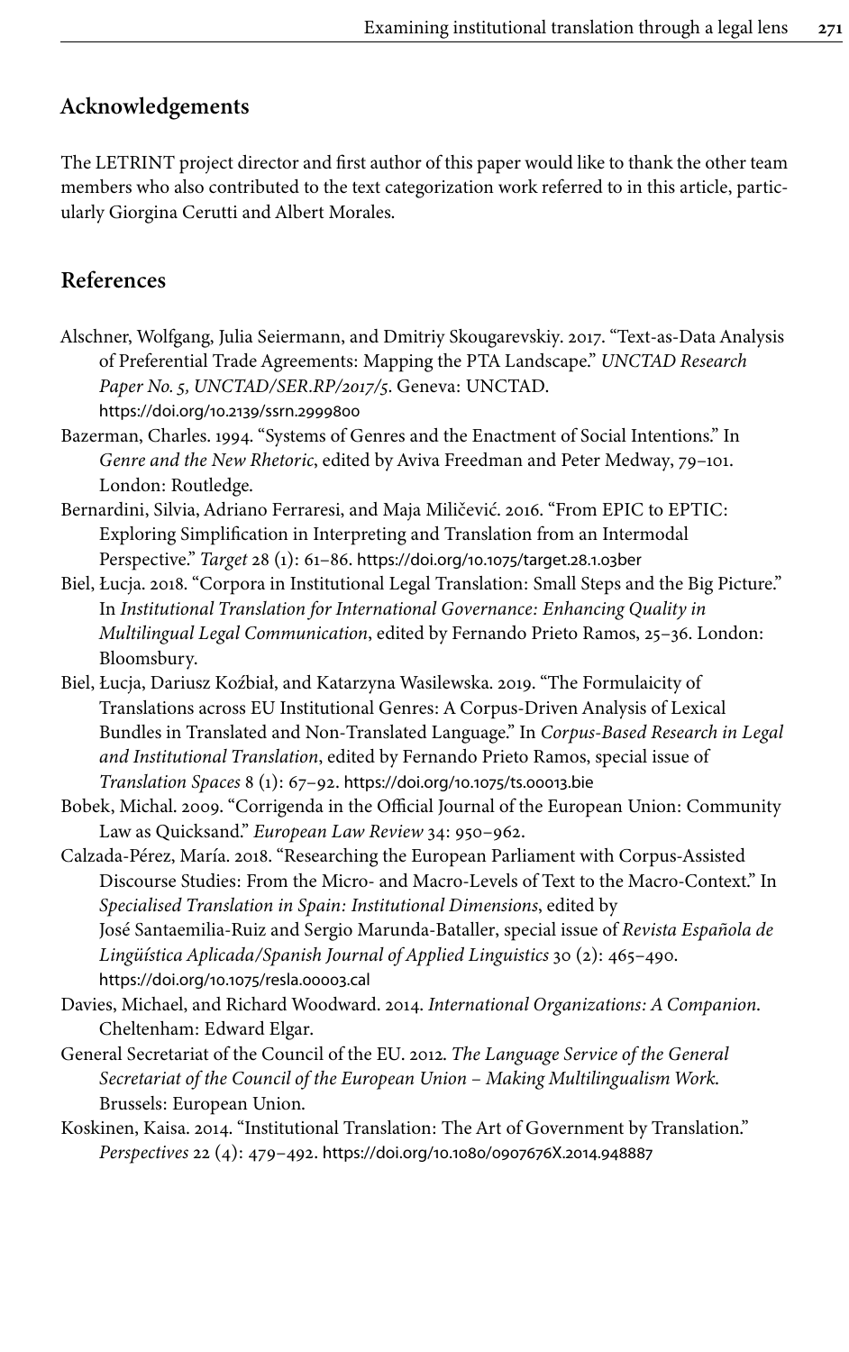## Acknowledgements

The LETRINT project director and first author of this paper would like to thank the other team members who also contributed to the text categorization work referred to in this article, particularly Giorgina Cerutti and Albert Morales.

## References

Alschner, Wolfgang, Julia Seiermann, and Dmitriy Skougarevskiy. 2017. "Text-as-Data Analysis of Preferential Trade Agreements: Mapping the PTA Landscape." *UNCTAD Research Paper No. 5, UNCTAD/SER.RP/2017/5*. Geneva: UNCTAD. https://doi.org/10.2139/ssrn.2999800

Bazerman, Charles. 1994. "Systems of Genres and the Enactment of Social Intentions." In *Genre and the New Rhetoric*, edited by Aviva Freedman and Peter Medway, 79–101. London: Routledge.

Bernardini, Silvia, Adriano Ferraresi, and Maja Miličević. 2016. "From EPIC to EPTIC: Exploring Simplification in Interpreting and Translation from an Intermodal Perspective." *Target* 28 (1): 61–86. https://doi.org/10.1075/target.28.1.03ber

Biel, Łucja. 2018. "Corpora in Institutional Legal Translation: Small Steps and the Big Picture." In *Institutional Translation for International Governance: Enhancing Quality in Multilingual Legal Communication*, edited by Fernando Prieto Ramos, 25–36. London: Bloomsbury.

Biel, Łucja, Dariusz Koźbiał, and Katarzyna Wasilewska. 2019. "The Formulaicity of Translations across EU Institutional Genres: A Corpus-Driven Analysis of Lexical Bundles in Translated and Non-Translated Language." In *Corpus-Based Research in Legal and Institutional Translation*, edited by Fernando Prieto Ramos, special issue of *Translation Spaces* 8 (1): 67–92. https://doi.org/10.1075/ts.00013.bie

Bobek, Michal. 2009. "Corrigenda in the Official Journal of the European Union: Community Law as Quicksand." *European Law Review* 34: 950–962.

Calzada-Pérez, María. 2018. "Researching the European Parliament with Corpus-Assisted Discourse Studies: From the Micro- and Macro-Levels of Text to the Macro-Context." In *Specialised Translation in Spain: Institutional Dimensions*, edited by José Santaemilia-Ruiz and Sergio Marunda-Bataller, special issue of *Revista Española de Lingüística Aplicada/Spanish Journal of Applied Linguistics* 30 (2): 465–490. https://doi.org/10.1075/resla.00003.cal

Davies, Michael, and Richard Woodward. 2014. *International Organizations: A Companion*. Cheltenham: Edward Elgar.

General Secretariat of the Council of the EU. 2012. *The Language Service of the General Secretariat of the Council of the European Union – Making Multilingualism Work*. Brussels: European Union.

Koskinen, Kaisa. 2014. "Institutional Translation: The Art of Government by Translation." *Perspectives* 22 (4): 479–492. https://doi.org/10.1080/0907676X.2014.948887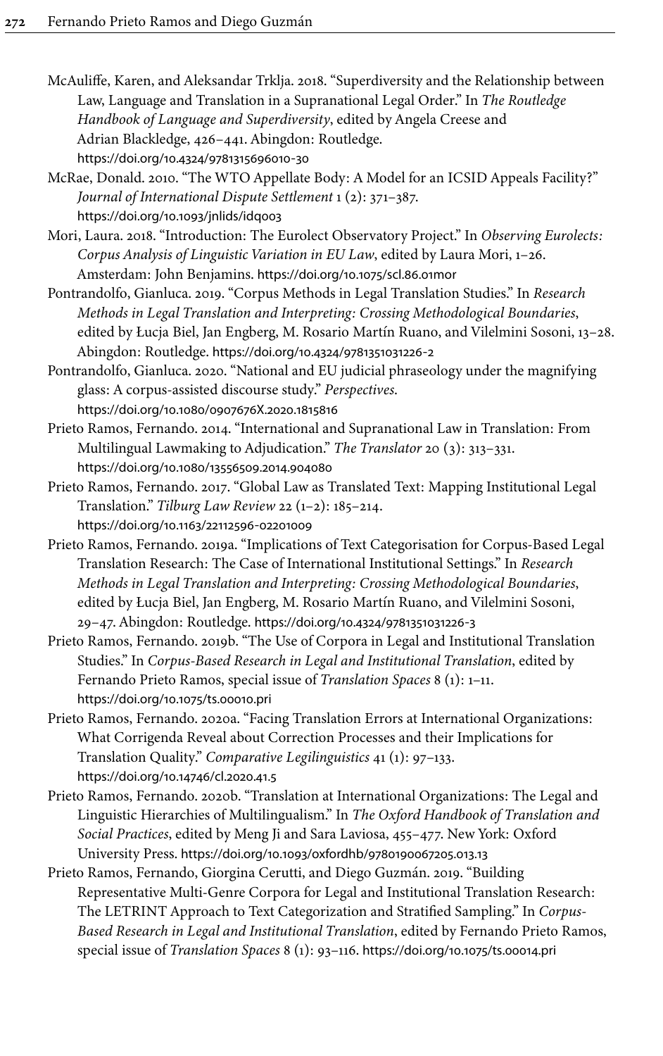McAuliffe, Karen, and Aleksandar Trklja. 2018. "Superdiversity and the Relationship between Law, Language and Translation in a Supranational Legal Order." In *The Routledge Handbook of Language and Superdiversity*, edited by Angela Creese and Adrian Blackledge, 426–441. Abingdon: Routledge. https://doi.org/10.4324/9781315696010-30

McRae, Donald. 2010. "The WTO Appellate Body: A Model for an ICSID Appeals Facility?" *Journal of International Dispute Settlement* 1 (2): 371–387. https://doi.org/10.1093/jnlids/idq003

Mori, Laura. 2018. "Introduction: The Eurolect Observatory Project." In *Observing Eurolects: Corpus Analysis of Linguistic Variation in EU Law*, edited by Laura Mori, 1–26. Amsterdam: John Benjamins. https://doi.org/10.1075/scl.86.01mor

Pontrandolfo, Gianluca. 2019. "Corpus Methods in Legal Translation Studies." In *Research Methods in Legal Translation and Interpreting: Crossing Methodological Boundaries*, edited by Łucja Biel, Jan Engberg, M. Rosario Martín Ruano, and Vilelmini Sosoni, 13–28. Abingdon: Routledge. https://doi.org/10.4324/9781351031226-2

Pontrandolfo, Gianluca. 2020. "National and EU judicial phraseology under the magnifying glass: A corpus-assisted discourse study." *Perspectives*. https://doi.org/10.1080/0907676X.2020.1815816

Prieto Ramos, Fernando. 2014. "International and Supranational Law in Translation: From Multilingual Lawmaking to Adjudication." *The Translator* 20 (3): 313–331. https://doi.org/10.1080/13556509.2014.904080

Prieto Ramos, Fernando. 2017. "Global Law as Translated Text: Mapping Institutional Legal Translation." *Tilburg Law Review* 22 (1–2): 185–214. https://doi.org/10.1163/22112596-02201009

Prieto Ramos, Fernando. 2019a. "Implications of Text Categorisation for Corpus-Based Legal Translation Research: The Case of International Institutional Settings." In *Research Methods in Legal Translation and Interpreting: Crossing Methodological Boundaries*, edited by Łucja Biel, Jan Engberg, M. Rosario Martín Ruano, and Vilelmini Sosoni, 29–47. Abingdon: Routledge. https://doi.org/10.4324/9781351031226-3

Prieto Ramos, Fernando. 2019b. "The Use of Corpora in Legal and Institutional Translation Studies." In *Corpus-Based Research in Legal and Institutional Translation*, edited by Fernando Prieto Ramos, special issue of *Translation Spaces* 8 (1): 1–11. https://doi.org/10.1075/ts.00010.pri

Prieto Ramos, Fernando. 2020a. "Facing Translation Errors at International Organizations: What Corrigenda Reveal about Correction Processes and their Implications for Translation Quality." *Comparative Legilinguistics* 41 (1): 97–133. https://doi.org/10.14746/cl.2020.41.5

Prieto Ramos, Fernando. 2020b. "Translation at International Organizations: The Legal and Linguistic Hierarchies of Multilingualism." In *The Oxford Handbook of Translation and Social Practices*, edited by Meng Ji and Sara Laviosa, 455–477. New York: Oxford University Press. https://doi.org/10.1093/oxfordhb/9780190067205.013.13

Prieto Ramos, Fernando, Giorgina Cerutti, and Diego Guzmán. 2019. "Building Representative Multi-Genre Corpora for Legal and Institutional Translation Research: The LETRINT Approach to Text Categorization and Stratified Sampling." In *Corpus-Based Research in Legal and Institutional Translation*, edited by Fernando Prieto Ramos, special issue of *Translation Spaces* 8 (1): 93–116. https://doi.org/10.1075/ts.00014.pri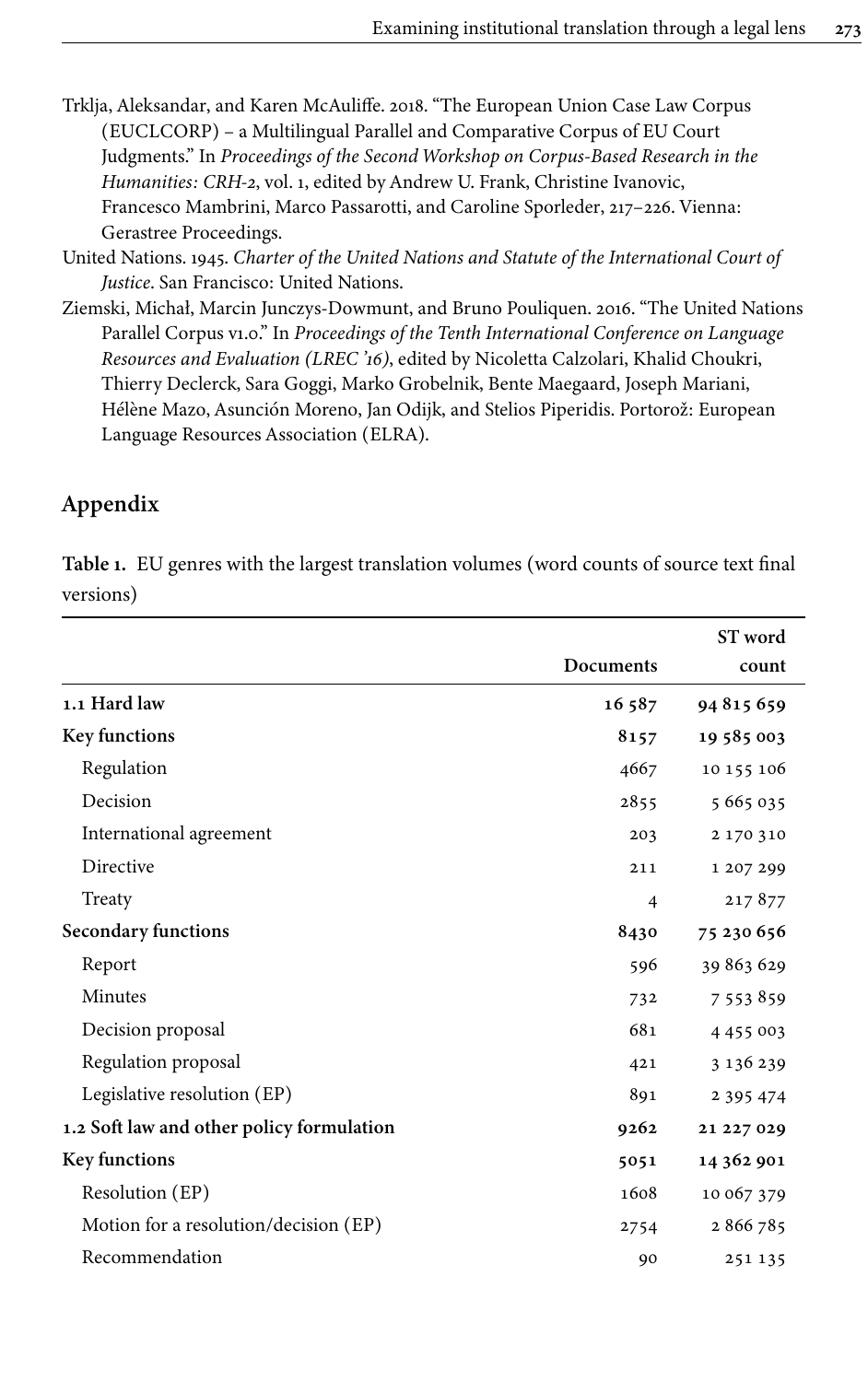Trklja, Aleksandar, and Karen McAuliffe. 2018. "The European Union Case Law Corpus (EUCLCORP) – a Multilingual Parallel and Comparative Corpus of EU Court Judgments." In *Proceedings of the Second Workshop on Corpus-Based Research in the Humanities: CRH-2*, vol. 1, edited by Andrew U. Frank, Christine Ivanovic, Francesco Mambrini, Marco Passarotti, and Caroline Sporleder, 217–226. Vienna: Gerastree Proceedings.

United Nations. 1945. *Charter of the United Nations and Statute of the International Court of Justice*. San Francisco: United Nations.

Ziemski, Michał, Marcin Junczys-Dowmunt, and Bruno Pouliquen. 2016. "The United Nations Parallel Corpus v1.0." In *Proceedings of the Tenth International Conference on Language Resources and Evaluation (LREC '16)*, edited by Nicoletta Calzolari, Khalid Choukri, Thierry Declerck, Sara Goggi, Marko Grobelnik, Bente Maegaard, Joseph Mariani, Hélène Mazo, Asunción Moreno, Jan Odijk, and Stelios Piperidis. Portorož: European Language Resources Association (ELRA).

## Appendix

**Table 1.** EU genres with the largest translation volumes (word counts of source text final versions)

| | Documents | ST word count |
|---|---|---|
| **1.1 Hard law** | **16 587** | **94 815 659** |
| **Key functions** | **8157** | **19 585 003** |
| Regulation | 4667 | 10 155 106 |
| Decision | 2855 | 5 665 035 |
| International agreement | 203 | 2 170 310 |
| Directive | 211 | 1 207 299 |
| Treaty | 4 | 217 877 |
| **Secondary functions** | **8430** | **75 230 656** |
| Report | 596 | 39 863 629 |
| Minutes | 732 | 7 553 859 |
| Decision proposal | 681 | 4 455 003 |
| Regulation proposal | 421 | 3 136 239 |
| Legislative resolution (EP) | 891 | 2 395 474 |
| **1.2 Soft law and other policy formulation** | **9262** | **21 227 029** |
| **Key functions** | **5051** | **14 362 901** |
| Resolution (EP) | 1608 | 10 067 379 |
| Motion for a resolution/decision (EP) | 2754 | 2 866 785 |
| Recommendation | 90 | 251 135 |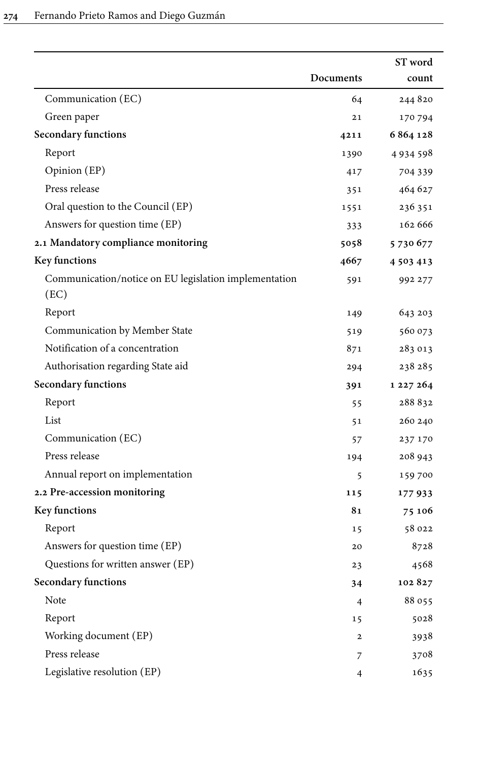| | Documents | ST word count |
|---|---|---|
| Communication (EC) | 64 | 244 820 |
| Green paper | 21 | 170 794 |
| **Secondary functions** | **4211** | **6 864 128** |
| Report | 1390 | 4 934 598 |
| Opinion (EP) | 417 | 704 339 |
| Press release | 351 | 464 627 |
| Oral question to the Council (EP) | 1551 | 236 351 |
| Answers for question time (EP) | 333 | 162 666 |
| **2.1 Mandatory compliance monitoring** | **5058** | **5 730 677** |
| **Key functions** | **4667** | **4 503 413** |
| Communication/notice on EU legislation implementation (EC) | 591 | 992 277 |
| Report | 149 | 643 203 |
| Communication by Member State | 519 | 560 073 |
| Notification of a concentration | 871 | 283 013 |
| Authorisation regarding State aid | 294 | 238 285 |
| **Secondary functions** | **391** | **1 227 264** |
| Report | 55 | 288 832 |
| List | 51 | 260 240 |
| Communication (EC) | 57 | 237 170 |
| Press release | 194 | 208 943 |
| Annual report on implementation | 5 | 159 700 |
| **2.2 Pre-accession monitoring** | **115** | **177 933** |
| **Key functions** | **81** | **75 106** |
| Report | 15 | 58 022 |
| Answers for question time (EP) | 20 | 8728 |
| Questions for written answer (EP) | 23 | 4568 |
| **Secondary functions** | **34** | **102 827** |
| Note | 4 | 88 055 |
| Report | 15 | 5028 |
| Working document (EP) | 2 | 3938 |
| Press release | 7 | 3708 |
| Legislative resolution (EP) | 4 | 1635 |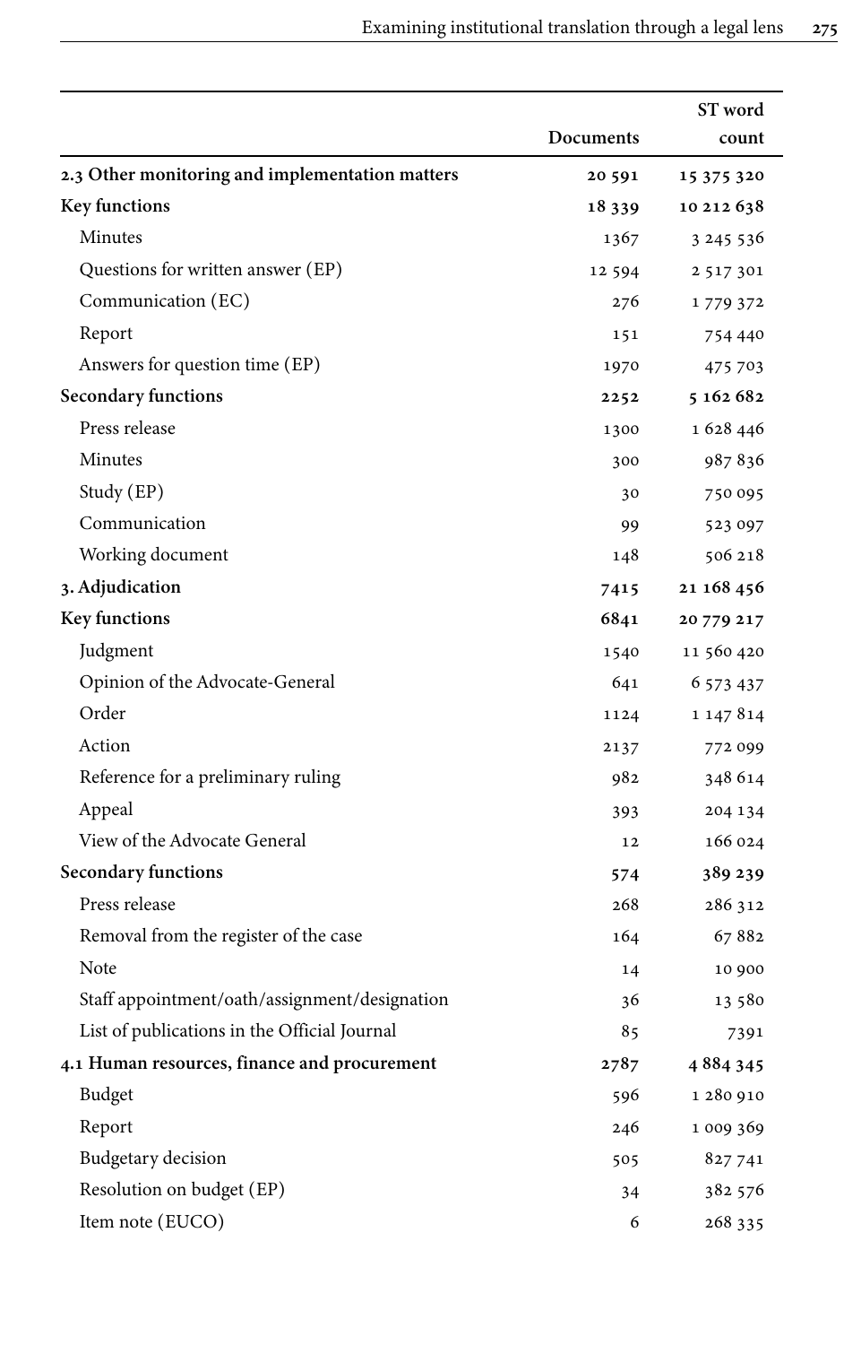| | Documents | ST word count |
|---|---|---|
| **2.3 Other monitoring and implementation matters** | **20 591** | **15 375 320** |
| **Key functions** | **18 339** | **10 212 638** |
| Minutes | 1367 | 3 245 536 |
| Questions for written answer (EP) | 12 594 | 2 517 301 |
| Communication (EC) | 276 | 1 779 372 |
| Report | 151 | 754 440 |
| Answers for question time (EP) | 1970 | 475 703 |
| **Secondary functions** | **2252** | **5 162 682** |
| Press release | 1300 | 1 628 446 |
| Minutes | 300 | 987 836 |
| Study (EP) | 30 | 750 095 |
| Communication | 99 | 523 097 |
| Working document | 148 | 506 218 |
| **3. Adjudication** | **7415** | **21 168 456** |
| **Key functions** | **6841** | **20 779 217** |
| Judgment | 1540 | 11 560 420 |
| Opinion of the Advocate-General | 641 | 6 573 437 |
| Order | 1124 | 1 147 814 |
| Action | 2137 | 772 099 |
| Reference for a preliminary ruling | 982 | 348 614 |
| Appeal | 393 | 204 134 |
| View of the Advocate General | 12 | 166 024 |
| **Secondary functions** | **574** | **389 239** |
| Press release | 268 | 286 312 |
| Removal from the register of the case | 164 | 67 882 |
| Note | 14 | 10 900 |
| Staff appointment/oath/assignment/designation | 36 | 13 580 |
| List of publications in the Official Journal | 85 | 7391 |
| **4.1 Human resources, finance and procurement** | **2787** | **4 884 345** |
| Budget | 596 | 1 280 910 |
| Report | 246 | 1 009 369 |
| Budgetary decision | 505 | 827 741 |
| Resolution on budget (EP) | 34 | 382 576 |
| Item note (EUCO) | 6 | 268 335 |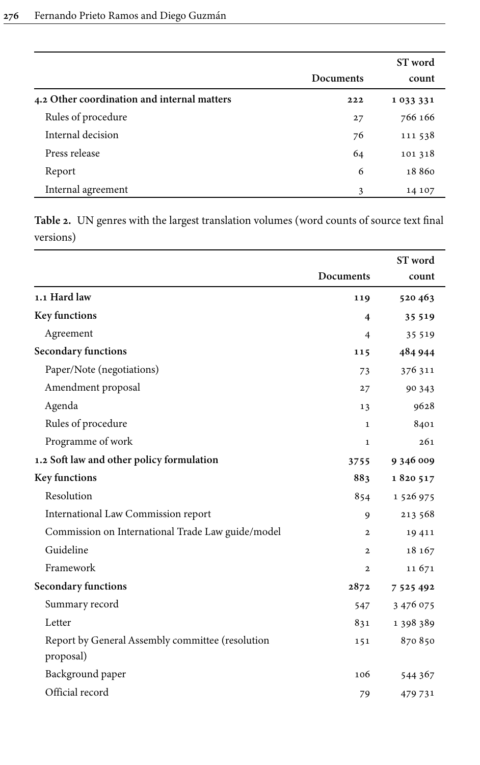| | Documents | ST word count |
|---|---|---|
| **4.2 Other coordination and internal matters** | **222** | **1 033 331** |
| Rules of procedure | 27 | 766 166 |
| Internal decision | 76 | 111 538 |
| Press release | 64 | 101 318 |
| Report | 6 | 18 860 |
| Internal agreement | 3 | 14 107 |

**Table 2.** UN genres with the largest translation volumes (word counts of source text final versions)

| | Documents | ST word count |
|---|---|---|
| **1.1 Hard law** | **119** | **520 463** |
| **Key functions** | **4** | **35 519** |
| Agreement | 4 | 35 519 |
| **Secondary functions** | **115** | **484 944** |
| Paper/Note (negotiations) | 73 | 376 311 |
| Amendment proposal | 27 | 90 343 |
| Agenda | 13 | 9628 |
| Rules of procedure | 1 | 8401 |
| Programme of work | 1 | 261 |
| **1.2 Soft law and other policy formulation** | **3755** | **9 346 009** |
| **Key functions** | **883** | **1 820 517** |
| Resolution | 854 | 1 526 975 |
| International Law Commission report | 9 | 213 568 |
| Commission on International Trade Law guide/model | 2 | 19 411 |
| Guideline | 2 | 18 167 |
| Framework | 2 | 11 671 |
| **Secondary functions** | **2872** | **7 525 492** |
| Summary record | 547 | 3 476 075 |
| Letter | 831 | 1 398 389 |
| Report by General Assembly committee (resolution proposal) | 151 | 870 850 |
| Background paper | 106 | 544 367 |
| Official record | 79 | 479 731 |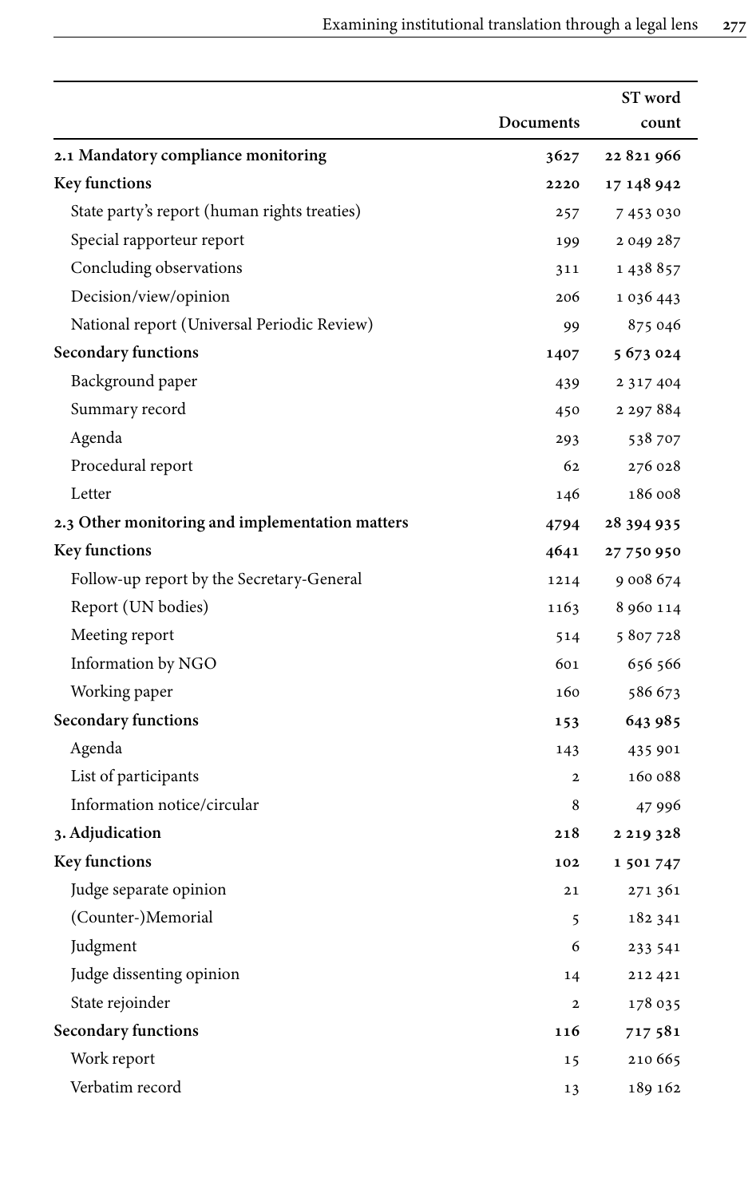| | Documents | ST word count |
|---|---|---|
| **2.1 Mandatory compliance monitoring** | **3627** | **22 821 966** |
| **Key functions** | **2220** | **17 148 942** |
| State party's report (human rights treaties) | 257 | 7 453 030 |
| Special rapporteur report | 199 | 2 049 287 |
| Concluding observations | 311 | 1 438 857 |
| Decision/view/opinion | 206 | 1 036 443 |
| National report (Universal Periodic Review) | 99 | 875 046 |
| **Secondary functions** | **1407** | **5 673 024** |
| Background paper | 439 | 2 317 404 |
| Summary record | 450 | 2 297 884 |
| Agenda | 293 | 538 707 |
| Procedural report | 62 | 276 028 |
| Letter | 146 | 186 008 |
| **2.3 Other monitoring and implementation matters** | **4794** | **28 394 935** |
| **Key functions** | **4641** | **27 750 950** |
| Follow-up report by the Secretary-General | 1214 | 9 008 674 |
| Report (UN bodies) | 1163 | 8 960 114 |
| Meeting report | 514 | 5 807 728 |
| Information by NGO | 601 | 656 566 |
| Working paper | 160 | 586 673 |
| **Secondary functions** | **153** | **643 985** |
| Agenda | 143 | 435 901 |
| List of participants | 2 | 160 088 |
| Information notice/circular | 8 | 47 996 |
| **3. Adjudication** | **218** | **2 219 328** |
| **Key functions** | **102** | **1 501 747** |
| Judge separate opinion | 21 | 271 361 |
| (Counter-)Memorial | 5 | 182 341 |
| Judgment | 6 | 233 541 |
| Judge dissenting opinion | 14 | 212 421 |
| State rejoinder | 2 | 178 035 |
| **Secondary functions** | **116** | **717 581** |
| Work report | 15 | 210 665 |
| Verbatim record | 13 | 189 162 |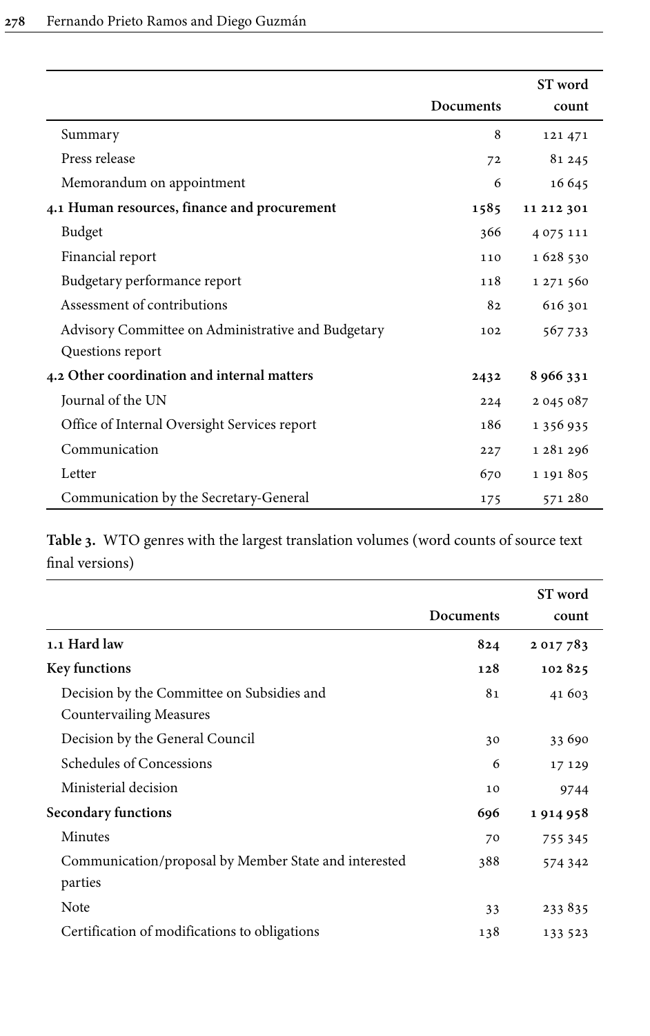| | Documents | ST word count |
|---|---|---|
| Summary | 8 | 121 471 |
| Press release | 72 | 81 245 |
| Memorandum on appointment | 6 | 16 645 |
| **4.1 Human resources, finance and procurement** | **1585** | **11 212 301** |
| Budget | 366 | 4 075 111 |
| Financial report | 110 | 1 628 530 |
| Budgetary performance report | 118 | 1 271 560 |
| Assessment of contributions | 82 | 616 301 |
| Advisory Committee on Administrative and Budgetary Questions report | 102 | 567 733 |
| **4.2 Other coordination and internal matters** | **2432** | **8 966 331** |
| Journal of the UN | 224 | 2 045 087 |
| Office of Internal Oversight Services report | 186 | 1 356 935 |
| Communication | 227 | 1 281 296 |
| Letter | 670 | 1 191 805 |
| Communication by the Secretary-General | 175 | 571 280 |

**Table 3.** WTO genres with the largest translation volumes (word counts of source text final versions)

| | Documents | ST word count |
|---|---|---|
| **1.1 Hard law** | **824** | **2 017 783** |
| **Key functions** | **128** | **102 825** |
| Decision by the Committee on Subsidies and Countervailing Measures | 81 | 41 603 |
| Decision by the General Council | 30 | 33 690 |
| Schedules of Concessions | 6 | 17 129 |
| Ministerial decision | 10 | 9744 |
| **Secondary functions** | **696** | **1 914 958** |
| Minutes | 70 | 755 345 |
| Communication/proposal by Member State and interested parties | 388 | 574 342 |
| Note | 33 | 233 835 |
| Certification of modifications to obligations | 138 | 133 523 |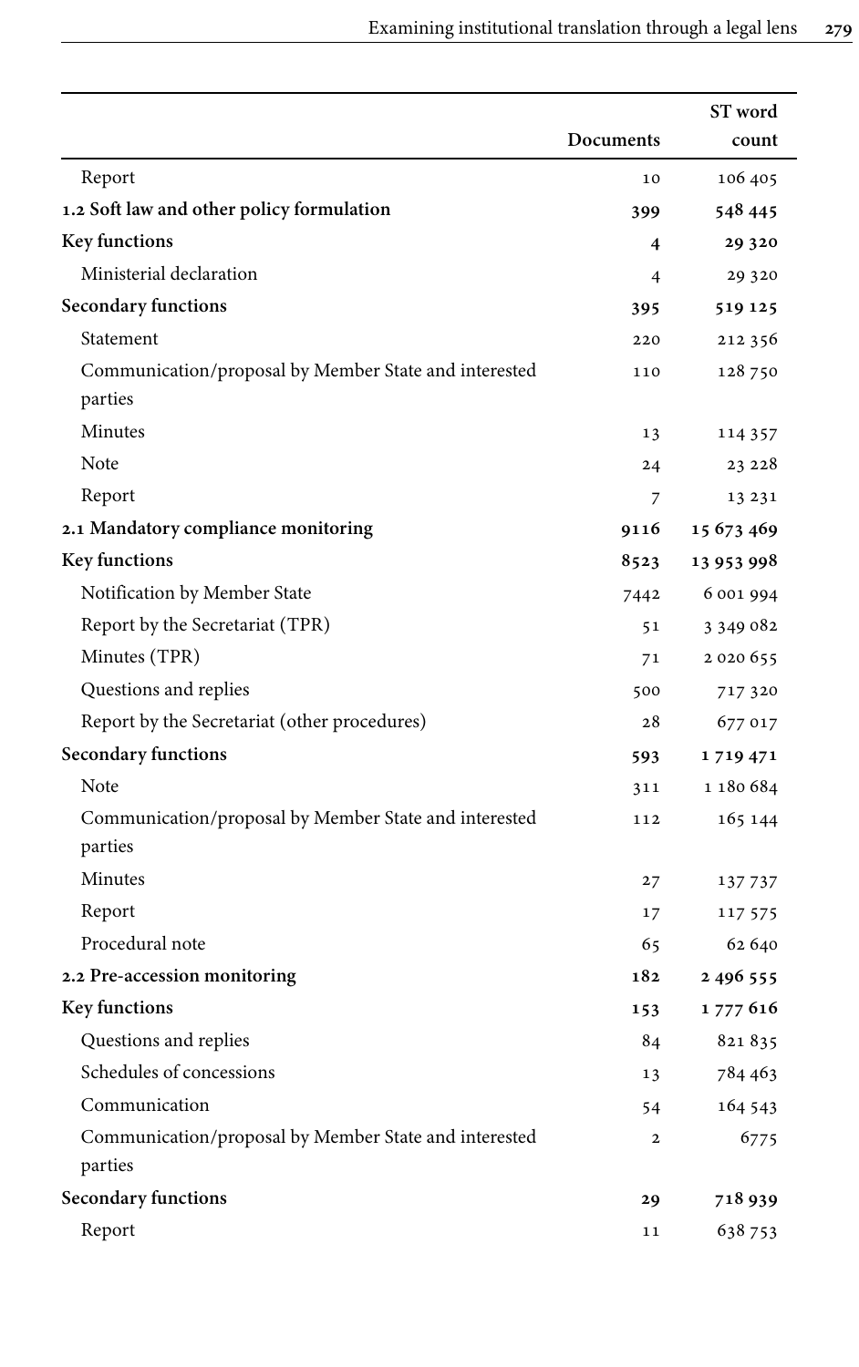| | Documents | ST word count |
|---|---|---|
| Report | 10 | 106 405 |
| **1.2 Soft law and other policy formulation** | **399** | **548 445** |
| **Key functions** | **4** | **29 320** |
| Ministerial declaration | 4 | 29 320 |
| **Secondary functions** | **395** | **519 125** |
| Statement | 220 | 212 356 |
| Communication/proposal by Member State and interested parties | 110 | 128 750 |
| Minutes | 13 | 114 357 |
| Note | 24 | 23 228 |
| Report | 7 | 13 231 |
| **2.1 Mandatory compliance monitoring** | **9116** | **15 673 469** |
| **Key functions** | **8523** | **13 953 998** |
| Notification by Member State | 7442 | 6 001 994 |
| Report by the Secretariat (TPR) | 51 | 3 349 082 |
| Minutes (TPR) | 71 | 2 020 655 |
| Questions and replies | 500 | 717 320 |
| Report by the Secretariat (other procedures) | 28 | 677 017 |
| **Secondary functions** | **593** | **1 719 471** |
| Note | 311 | 1 180 684 |
| Communication/proposal by Member State and interested parties | 112 | 165 144 |
| Minutes | 27 | 137 737 |
| Report | 17 | 117 575 |
| Procedural note | 65 | 62 640 |
| **2.2 Pre-accession monitoring** | **182** | **2 496 555** |
| **Key functions** | **153** | **1 777 616** |
| Questions and replies | 84 | 821 835 |
| Schedules of concessions | 13 | 784 463 |
| Communication | 54 | 164 543 |
| Communication/proposal by Member State and interested parties | 2 | 6775 |
| **Secondary functions** | **29** | **718 939** |
| Report | 11 | 638 753 |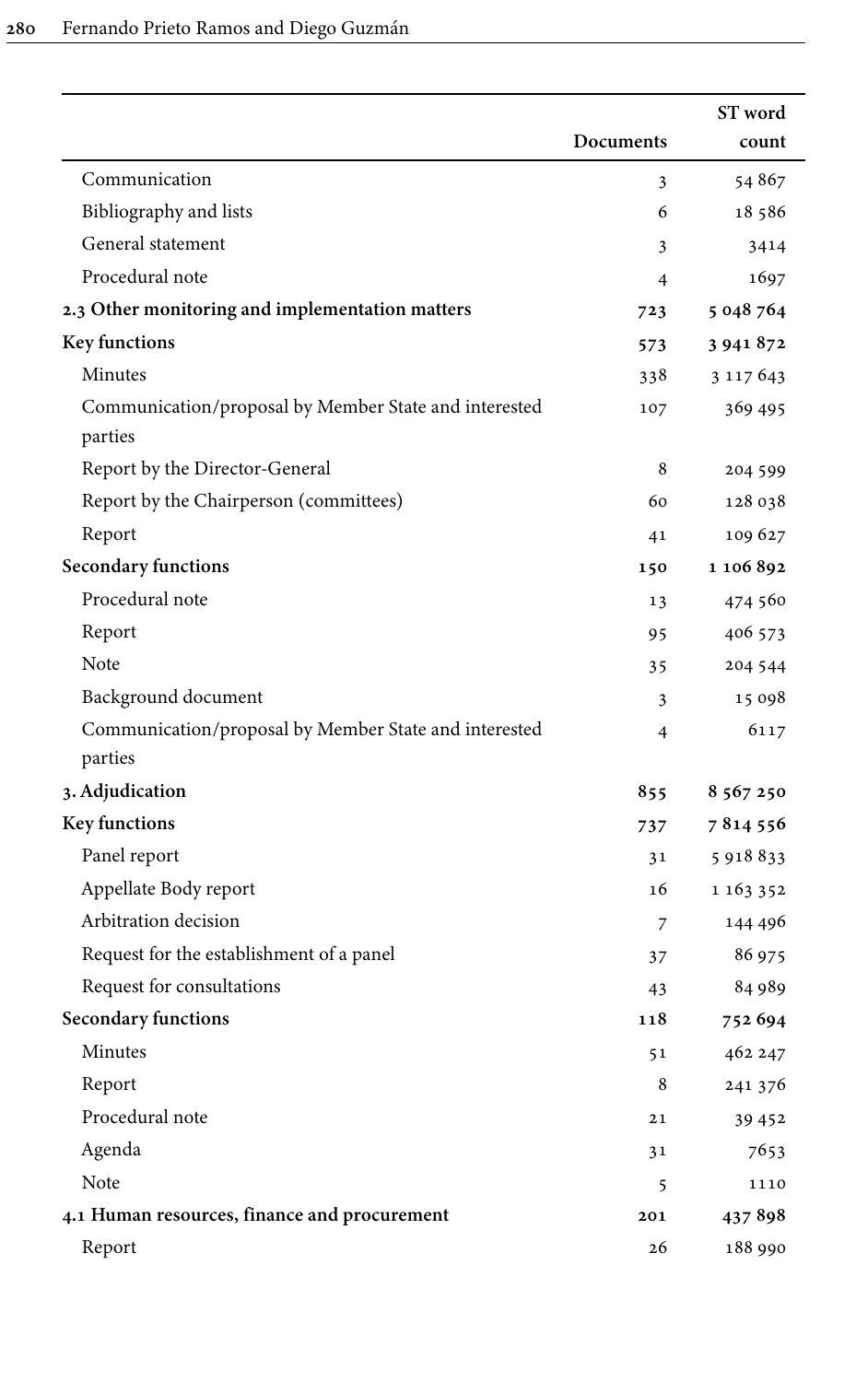| | Documents | ST word count |
|---|---|---|
| Communication | 3 | 54 867 |
| Bibliography and lists | 6 | 18 586 |
| General statement | 3 | 3414 |
| Procedural note | 4 | 1697 |
| **2.3 Other monitoring and implementation matters** | **723** | **5 048 764** |
| **Key functions** | **573** | **3 941 872** |
| Minutes | 338 | 3 117 643 |
| Communication/proposal by Member State and interested parties | 107 | 369 495 |
| Report by the Director-General | 8 | 204 599 |
| Report by the Chairperson (committees) | 60 | 128 038 |
| Report | 41 | 109 627 |
| **Secondary functions** | **150** | **1 106 892** |
| Procedural note | 13 | 474 560 |
| Report | 95 | 406 573 |
| Note | 35 | 204 544 |
| Background document | 3 | 15 098 |
| Communication/proposal by Member State and interested parties | 4 | 6117 |
| **3. Adjudication** | **855** | **8 567 250** |
| **Key functions** | **737** | **7 814 556** |
| Panel report | 31 | 5 918 833 |
| Appellate Body report | 16 | 1 163 352 |
| Arbitration decision | 7 | 144 496 |
| Request for the establishment of a panel | 37 | 86 975 |
| Request for consultations | 43 | 84 989 |
| **Secondary functions** | **118** | **752 694** |
| Minutes | 51 | 462 247 |
| Report | 8 | 241 376 |
| Procedural note | 21 | 39 452 |
| Agenda | 31 | 7653 |
| Note | 5 | 1110 |
| **4.1 Human resources, finance and procurement** | **201** | **437 898** |
| Report | 26 | 188 990 |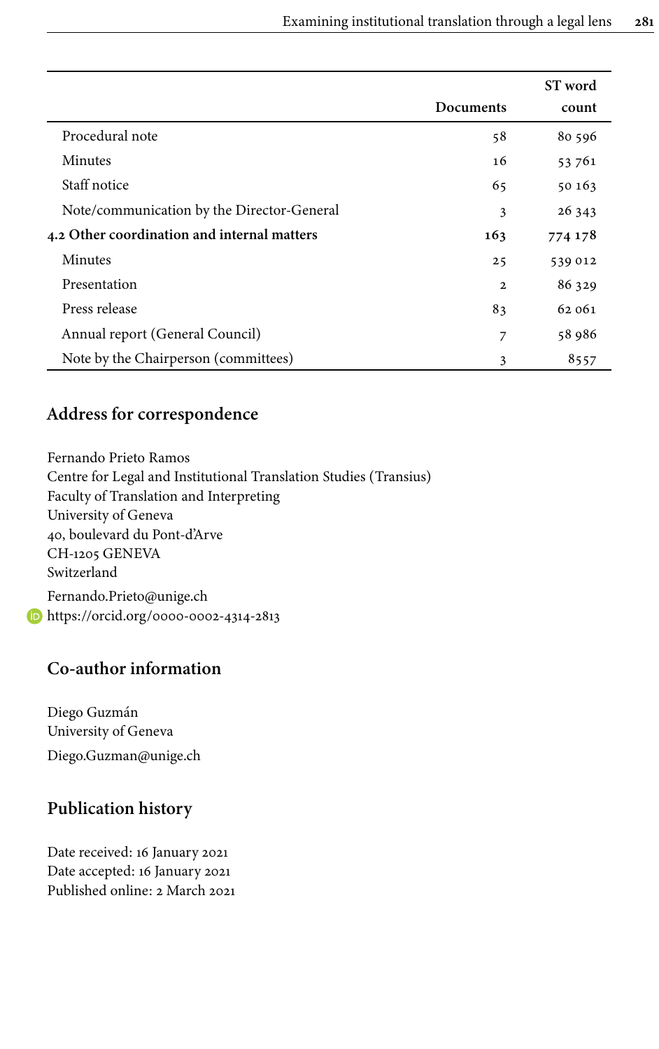| | Documents | ST word count |
|---|---|---|
| Procedural note | 58 | 80 596 |
| Minutes | 16 | 53 761 |
| Staff notice | 65 | 50 163 |
| Note/communication by the Director-General | 3 | 26 343 |
| **4.2 Other coordination and internal matters** | **163** | **774 178** |
| Minutes | 25 | 539 012 |
| Presentation | 2 | 86 329 |
| Press release | 83 | 62 061 |
| Annual report (General Council) | 7 | 58 986 |
| Note by the Chairperson (committees) | 3 | 8557 |

## Address for correspondence

Fernando Prieto Ramos
Centre for Legal and Institutional Translation Studies (Transius)
Faculty of Translation and Interpreting
University of Geneva
40, boulevard du Pont-d'Arve
CH-1205 GENEVA
Switzerland

Fernando.Prieto@unige.ch
https://orcid.org/0000-0002-4314-2813

## Co-author information

Diego Guzmán
University of Geneva

Diego.Guzman@unige.ch

## Publication history

Date received: 16 January 2021
Date accepted: 16 January 2021
Published online: 2 March 2021